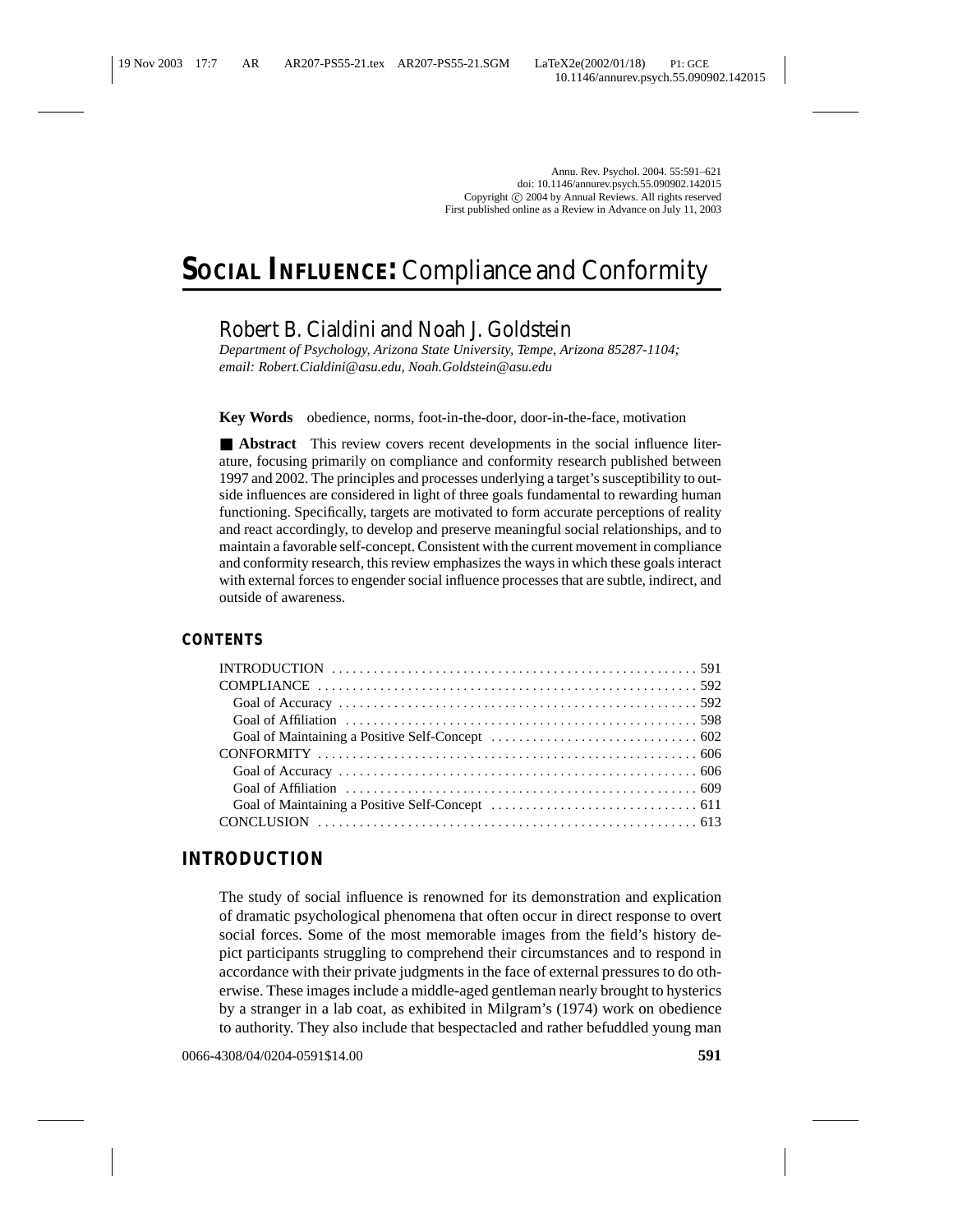Annu. Rev. Psychol. 2004. 55:591–621
doi: 10.1146/annurev.psych.55.090902.142015
Copyright © 2004 by Annual Reviews. All rights reserved
First published online as a Review in Advance on July 11, 2003

# SOCIAL INFLUENCE: Compliance and Conformity

## Robert B. Cialdini and Noah J. Goldstein

*Department of Psychology, Arizona State University, Tempe, Arizona 85287-1104; email: Robert.Cialdini@asu.edu, Noah.Goldstein@asu.edu*

**Key Words** obedience, norms, foot-in-the-door, door-in-the-face, motivation

■ **Abstract** This review covers recent developments in the social influence literature, focusing primarily on compliance and conformity research published between 1997 and 2002. The principles and processes underlying a target's susceptibility to outside influences are considered in light of three goals fundamental to rewarding human functioning. Specifically, targets are motivated to form accurate perceptions of reality and react accordingly, to develop and preserve meaningful social relationships, and to maintain a favorable self-concept. Consistent with the current movement in compliance and conformity research, this review emphasizes the ways in which these goals interact with external forces to engender social influence processes that are subtle, indirect, and outside of awareness.

### CONTENTS

INTRODUCTION . . . . . 591
COMPLIANCE . . . . . 592
  Goal of Accuracy . . . . . 592
  Goal of Affiliation . . . . . 598
  Goal of Maintaining a Positive Self-Concept . . . . . 602
CONFORMITY . . . . . 606
  Goal of Accuracy . . . . . 606
  Goal of Affiliation . . . . . 609
  Goal of Maintaining a Positive Self-Concept . . . . . 611
CONCLUSION . . . . . 613

## INTRODUCTION

The study of social influence is renowned for its demonstration and explication of dramatic psychological phenomena that often occur in direct response to overt social forces. Some of the most memorable images from the field's history depict participants struggling to comprehend their circumstances and to respond in accordance with their private judgments in the face of external pressures to do otherwise. These images include a middle-aged gentleman nearly brought to hysterics by a stranger in a lab coat, as exhibited in Milgram's (1974) work on obedience to authority. They also include that bespectacled and rather befuddled young man

0066-4308/04/0204-0591$14.00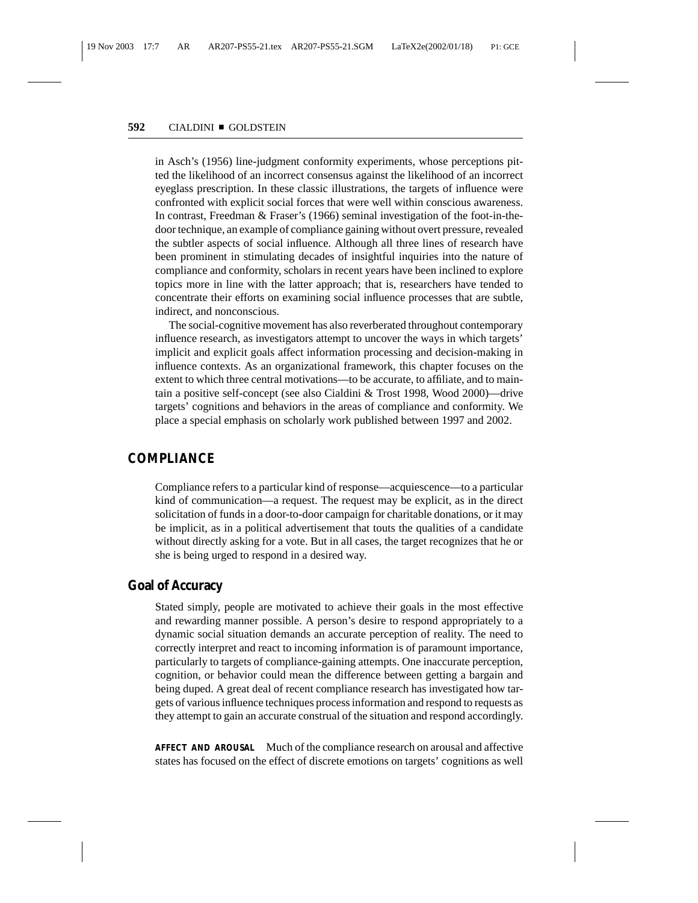in Asch's (1956) line-judgment conformity experiments, whose perceptions pitted the likelihood of an incorrect consensus against the likelihood of an incorrect eyeglass prescription. In these classic illustrations, the targets of influence were confronted with explicit social forces that were well within conscious awareness. In contrast, Freedman & Fraser's (1966) seminal investigation of the foot-in-the-door technique, an example of compliance gaining without overt pressure, revealed the subtler aspects of social influence. Although all three lines of research have been prominent in stimulating decades of insightful inquiries into the nature of compliance and conformity, scholars in recent years have been inclined to explore topics more in line with the latter approach; that is, researchers have tended to concentrate their efforts on examining social influence processes that are subtle, indirect, and nonconscious.

The social-cognitive movement has also reverberated throughout contemporary influence research, as investigators attempt to uncover the ways in which targets' implicit and explicit goals affect information processing and decision-making in influence contexts. As an organizational framework, this chapter focuses on the extent to which three central motivations—to be accurate, to affiliate, and to maintain a positive self-concept (see also Cialdini & Trost 1998, Wood 2000)—drive targets' cognitions and behaviors in the areas of compliance and conformity. We place a special emphasis on scholarly work published between 1997 and 2002.

## COMPLIANCE

Compliance refers to a particular kind of response—acquiescence—to a particular kind of communication—a request. The request may be explicit, as in the direct solicitation of funds in a door-to-door campaign for charitable donations, or it may be implicit, as in a political advertisement that touts the qualities of a candidate without directly asking for a vote. But in all cases, the target recognizes that he or she is being urged to respond in a desired way.

### Goal of Accuracy

Stated simply, people are motivated to achieve their goals in the most effective and rewarding manner possible. A person's desire to respond appropriately to a dynamic social situation demands an accurate perception of reality. The need to correctly interpret and react to incoming information is of paramount importance, particularly to targets of compliance-gaining attempts. One inaccurate perception, cognition, or behavior could mean the difference between getting a bargain and being duped. A great deal of recent compliance research has investigated how targets of various influence techniques process information and respond to requests as they attempt to gain an accurate construal of the situation and respond accordingly.

**AFFECT AND AROUSAL** Much of the compliance research on arousal and affective states has focused on the effect of discrete emotions on targets' cognitions as well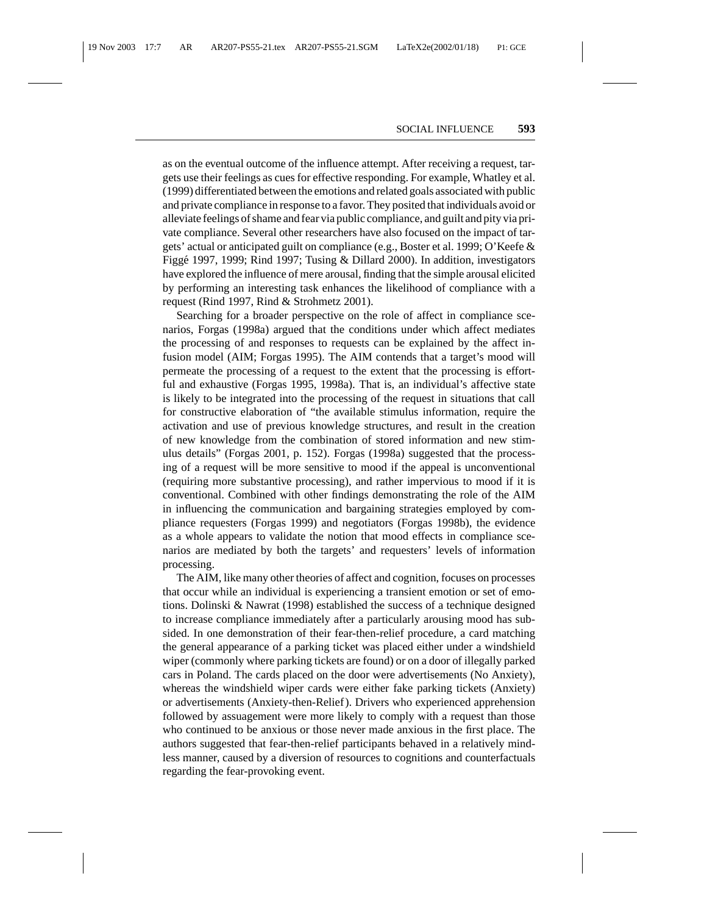as on the eventual outcome of the influence attempt. After receiving a request, targets use their feelings as cues for effective responding. For example, Whatley et al. (1999) differentiated between the emotions and related goals associated with public and private compliance in response to a favor. They posited that individuals avoid or alleviate feelings of shame and fear via public compliance, and guilt and pity via private compliance. Several other researchers have also focused on the impact of targets' actual or anticipated guilt on compliance (e.g., Boster et al. 1999; O'Keefe & Figgé 1997, 1999; Rind 1997; Tusing & Dillard 2000). In addition, investigators have explored the influence of mere arousal, finding that the simple arousal elicited by performing an interesting task enhances the likelihood of compliance with a request (Rind 1997, Rind & Strohmetz 2001).

Searching for a broader perspective on the role of affect in compliance scenarios, Forgas (1998a) argued that the conditions under which affect mediates the processing of and responses to requests can be explained by the affect infusion model (AIM; Forgas 1995). The AIM contends that a target's mood will permeate the processing of a request to the extent that the processing is effortful and exhaustive (Forgas 1995, 1998a). That is, an individual's affective state is likely to be integrated into the processing of the request in situations that call for constructive elaboration of "the available stimulus information, require the activation and use of previous knowledge structures, and result in the creation of new knowledge from the combination of stored information and new stimulus details" (Forgas 2001, p. 152). Forgas (1998a) suggested that the processing of a request will be more sensitive to mood if the appeal is unconventional (requiring more substantive processing), and rather impervious to mood if it is conventional. Combined with other findings demonstrating the role of the AIM in influencing the communication and bargaining strategies employed by compliance requesters (Forgas 1999) and negotiators (Forgas 1998b), the evidence as a whole appears to validate the notion that mood effects in compliance scenarios are mediated by both the targets' and requesters' levels of information processing.

The AIM, like many other theories of affect and cognition, focuses on processes that occur while an individual is experiencing a transient emotion or set of emotions. Dolinski & Nawrat (1998) established the success of a technique designed to increase compliance immediately after a particularly arousing mood has subsided. In one demonstration of their fear-then-relief procedure, a card matching the general appearance of a parking ticket was placed either under a windshield wiper (commonly where parking tickets are found) or on a door of illegally parked cars in Poland. The cards placed on the door were advertisements (No Anxiety), whereas the windshield wiper cards were either fake parking tickets (Anxiety) or advertisements (Anxiety-then-Relief). Drivers who experienced apprehension followed by assuagement were more likely to comply with a request than those who continued to be anxious or those never made anxious in the first place. The authors suggested that fear-then-relief participants behaved in a relatively mindless manner, caused by a diversion of resources to cognitions and counterfactuals regarding the fear-provoking event.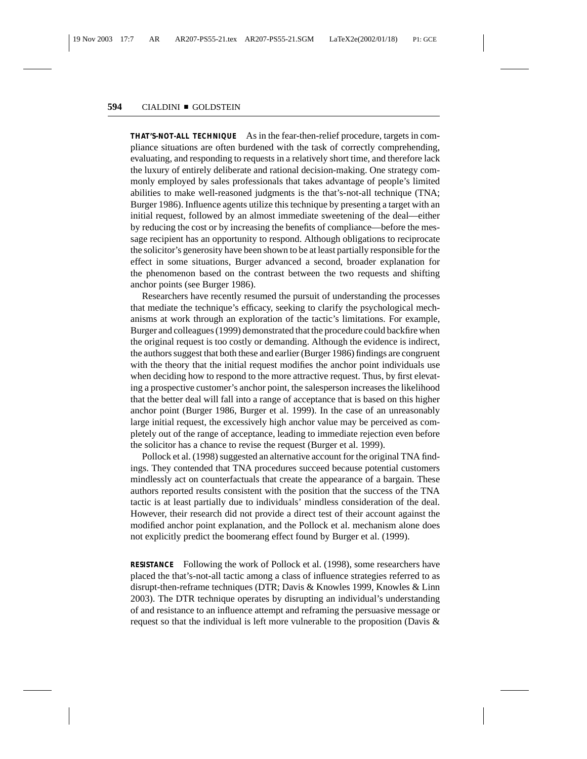**THAT'S-NOT-ALL TECHNIQUE** As in the fear-then-relief procedure, targets in compliance situations are often burdened with the task of correctly comprehending, evaluating, and responding to requests in a relatively short time, and therefore lack the luxury of entirely deliberate and rational decision-making. One strategy commonly employed by sales professionals that takes advantage of people's limited abilities to make well-reasoned judgments is the that's-not-all technique (TNA; Burger 1986). Influence agents utilize this technique by presenting a target with an initial request, followed by an almost immediate sweetening of the deal—either by reducing the cost or by increasing the benefits of compliance—before the message recipient has an opportunity to respond. Although obligations to reciprocate the solicitor's generosity have been shown to be at least partially responsible for the effect in some situations, Burger advanced a second, broader explanation for the phenomenon based on the contrast between the two requests and shifting anchor points (see Burger 1986).

Researchers have recently resumed the pursuit of understanding the processes that mediate the technique's efficacy, seeking to clarify the psychological mechanisms at work through an exploration of the tactic's limitations. For example, Burger and colleagues (1999) demonstrated that the procedure could backfire when the original request is too costly or demanding. Although the evidence is indirect, the authors suggest that both these and earlier (Burger 1986) findings are congruent with the theory that the initial request modifies the anchor point individuals use when deciding how to respond to the more attractive request. Thus, by first elevating a prospective customer's anchor point, the salesperson increases the likelihood that the better deal will fall into a range of acceptance that is based on this higher anchor point (Burger 1986, Burger et al. 1999). In the case of an unreasonably large initial request, the excessively high anchor value may be perceived as completely out of the range of acceptance, leading to immediate rejection even before the solicitor has a chance to revise the request (Burger et al. 1999).

Pollock et al. (1998) suggested an alternative account for the original TNA findings. They contended that TNA procedures succeed because potential customers mindlessly act on counterfactuals that create the appearance of a bargain. These authors reported results consistent with the position that the success of the TNA tactic is at least partially due to individuals' mindless consideration of the deal. However, their research did not provide a direct test of their account against the modified anchor point explanation, and the Pollock et al. mechanism alone does not explicitly predict the boomerang effect found by Burger et al. (1999).

**RESISTANCE** Following the work of Pollock et al. (1998), some researchers have placed the that's-not-all tactic among a class of influence strategies referred to as disrupt-then-reframe techniques (DTR; Davis & Knowles 1999, Knowles & Linn 2003). The DTR technique operates by disrupting an individual's understanding of and resistance to an influence attempt and reframing the persuasive message or request so that the individual is left more vulnerable to the proposition (Davis &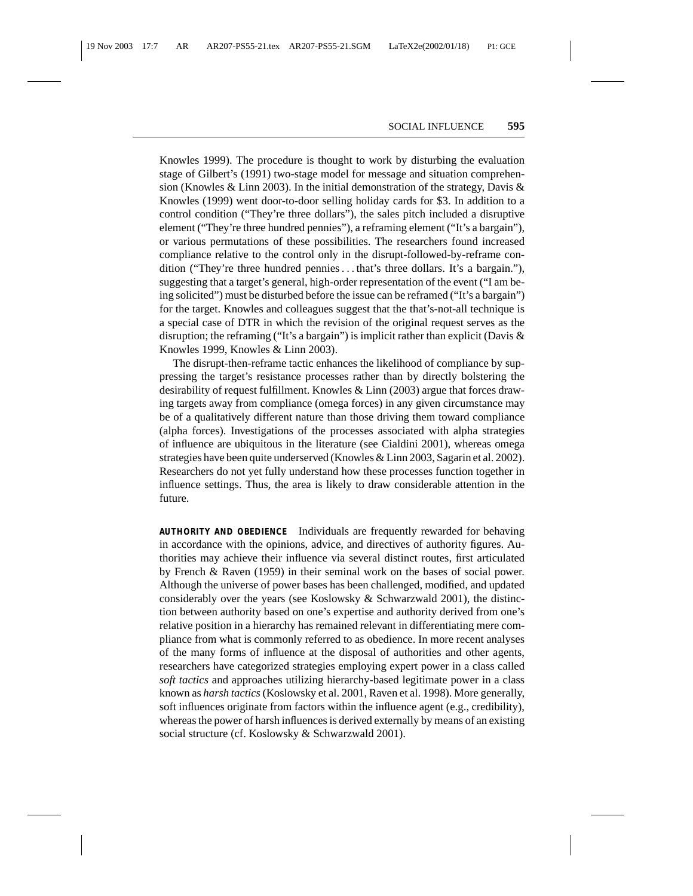Knowles 1999). The procedure is thought to work by disturbing the evaluation stage of Gilbert's (1991) two-stage model for message and situation comprehension (Knowles & Linn 2003). In the initial demonstration of the strategy, Davis & Knowles (1999) went door-to-door selling holiday cards for $3. In addition to a control condition ("They're three dollars"), the sales pitch included a disruptive element ("They're three hundred pennies"), a reframing element ("It's a bargain"), or various permutations of these possibilities. The researchers found increased compliance relative to the control only in the disrupt-followed-by-reframe condition ("They're three hundred pennies . . . that's three dollars. It's a bargain."), suggesting that a target's general, high-order representation of the event ("I am being solicited") must be disturbed before the issue can be reframed ("It's a bargain") for the target. Knowles and colleagues suggest that the that's-not-all technique is a special case of DTR in which the revision of the original request serves as the disruption; the reframing ("It's a bargain") is implicit rather than explicit (Davis & Knowles 1999, Knowles & Linn 2003).

The disrupt-then-reframe tactic enhances the likelihood of compliance by suppressing the target's resistance processes rather than by directly bolstering the desirability of request fulfillment. Knowles & Linn (2003) argue that forces drawing targets away from compliance (omega forces) in any given circumstance may be of a qualitatively different nature than those driving them toward compliance (alpha forces). Investigations of the processes associated with alpha strategies of influence are ubiquitous in the literature (see Cialdini 2001), whereas omega strategies have been quite underserved (Knowles & Linn 2003, Sagarin et al. 2002). Researchers do not yet fully understand how these processes function together in influence settings. Thus, the area is likely to draw considerable attention in the future.

**AUTHORITY AND OBEDIENCE** Individuals are frequently rewarded for behaving in accordance with the opinions, advice, and directives of authority figures. Authorities may achieve their influence via several distinct routes, first articulated by French & Raven (1959) in their seminal work on the bases of social power. Although the universe of power bases has been challenged, modified, and updated considerably over the years (see Koslowsky & Schwarzwald 2001), the distinction between authority based on one's expertise and authority derived from one's relative position in a hierarchy has remained relevant in differentiating mere compliance from what is commonly referred to as obedience. In more recent analyses of the many forms of influence at the disposal of authorities and other agents, researchers have categorized strategies employing expert power in a class called *soft tactics* and approaches utilizing hierarchy-based legitimate power in a class known as *harsh tactics* (Koslowsky et al. 2001, Raven et al. 1998). More generally, soft influences originate from factors within the influence agent (e.g., credibility), whereas the power of harsh influences is derived externally by means of an existing social structure (cf. Koslowsky & Schwarzwald 2001).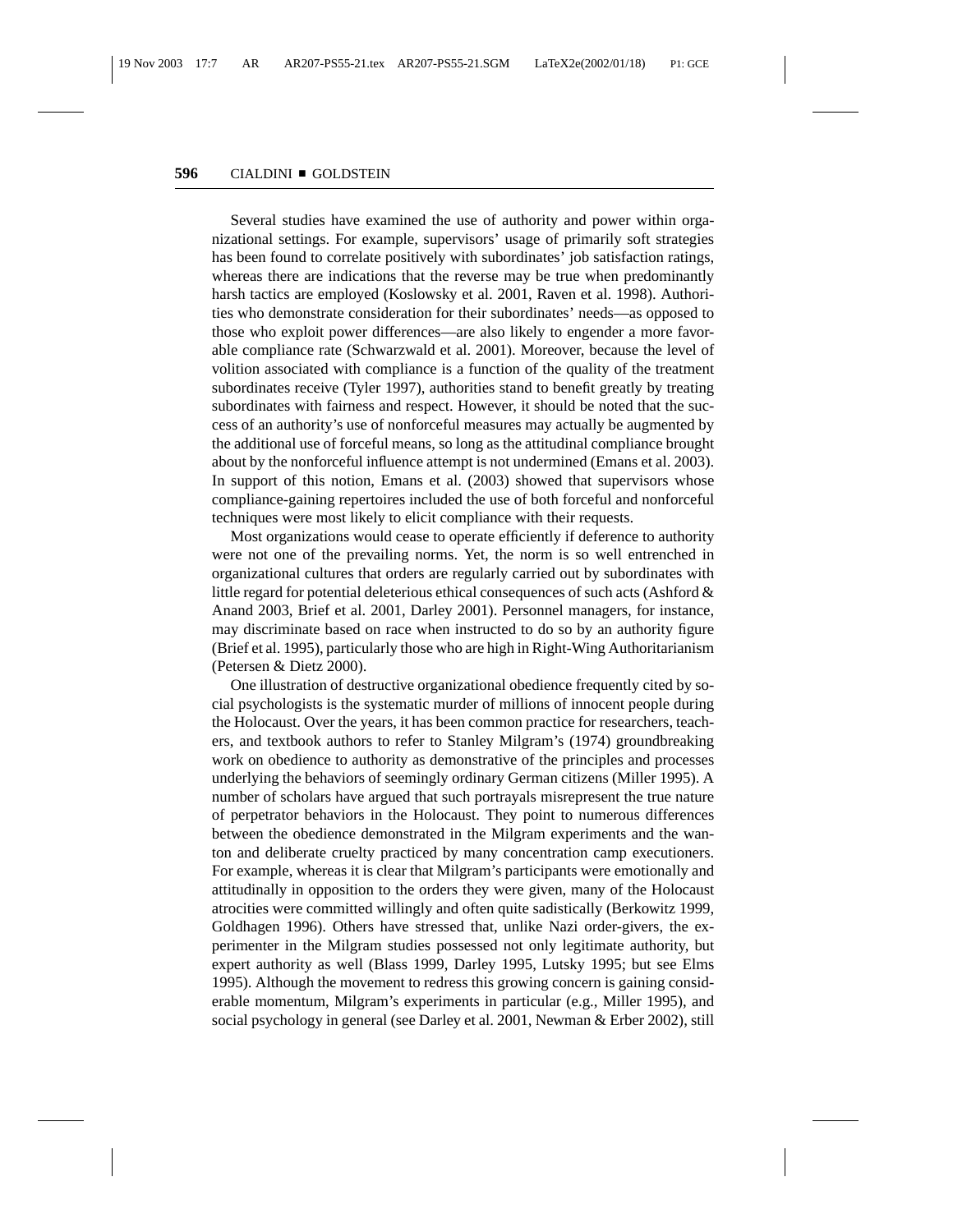Several studies have examined the use of authority and power within organizational settings. For example, supervisors' usage of primarily soft strategies has been found to correlate positively with subordinates' job satisfaction ratings, whereas there are indications that the reverse may be true when predominantly harsh tactics are employed (Koslowsky et al. 2001, Raven et al. 1998). Authorities who demonstrate consideration for their subordinates' needs—as opposed to those who exploit power differences—are also likely to engender a more favorable compliance rate (Schwarzwald et al. 2001). Moreover, because the level of volition associated with compliance is a function of the quality of the treatment subordinates receive (Tyler 1997), authorities stand to benefit greatly by treating subordinates with fairness and respect. However, it should be noted that the success of an authority's use of nonforceful measures may actually be augmented by the additional use of forceful means, so long as the attitudinal compliance brought about by the nonforceful influence attempt is not undermined (Emans et al. 2003). In support of this notion, Emans et al. (2003) showed that supervisors whose compliance-gaining repertoires included the use of both forceful and nonforceful techniques were most likely to elicit compliance with their requests.

Most organizations would cease to operate efficiently if deference to authority were not one of the prevailing norms. Yet, the norm is so well entrenched in organizational cultures that orders are regularly carried out by subordinates with little regard for potential deleterious ethical consequences of such acts (Ashford & Anand 2003, Brief et al. 2001, Darley 2001). Personnel managers, for instance, may discriminate based on race when instructed to do so by an authority figure (Brief et al. 1995), particularly those who are high in Right-Wing Authoritarianism (Petersen & Dietz 2000).

One illustration of destructive organizational obedience frequently cited by social psychologists is the systematic murder of millions of innocent people during the Holocaust. Over the years, it has been common practice for researchers, teachers, and textbook authors to refer to Stanley Milgram's (1974) groundbreaking work on obedience to authority as demonstrative of the principles and processes underlying the behaviors of seemingly ordinary German citizens (Miller 1995). A number of scholars have argued that such portrayals misrepresent the true nature of perpetrator behaviors in the Holocaust. They point to numerous differences between the obedience demonstrated in the Milgram experiments and the wanton and deliberate cruelty practiced by many concentration camp executioners. For example, whereas it is clear that Milgram's participants were emotionally and attitudinally in opposition to the orders they were given, many of the Holocaust atrocities were committed willingly and often quite sadistically (Berkowitz 1999, Goldhagen 1996). Others have stressed that, unlike Nazi order-givers, the experimenter in the Milgram studies possessed not only legitimate authority, but expert authority as well (Blass 1999, Darley 1995, Lutsky 1995; but see Elms 1995). Although the movement to redress this growing concern is gaining considerable momentum, Milgram's experiments in particular (e.g., Miller 1995), and social psychology in general (see Darley et al. 2001, Newman & Erber 2002), still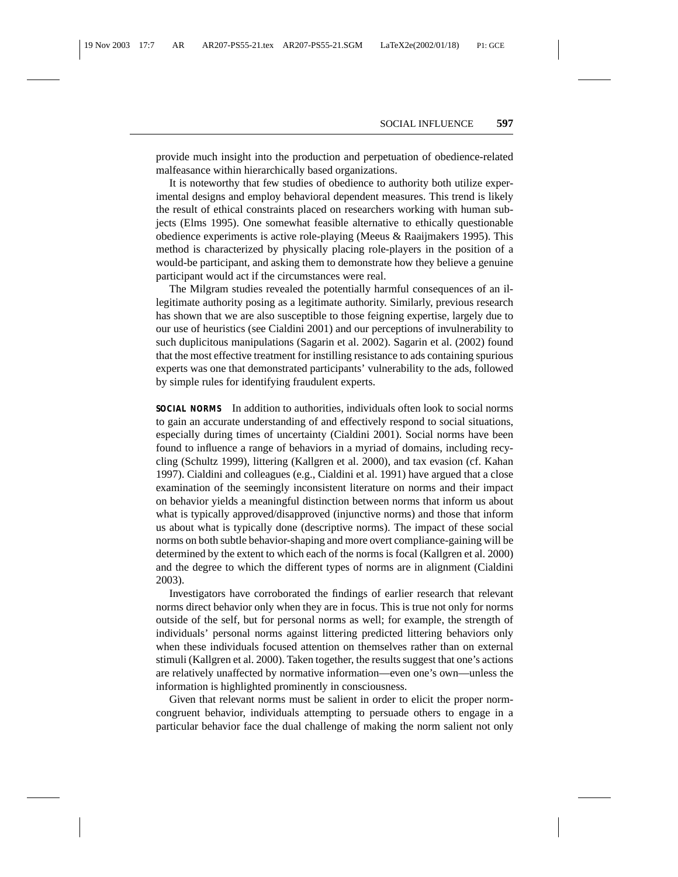provide much insight into the production and perpetuation of obedience-related malfeasance within hierarchically based organizations.

It is noteworthy that few studies of obedience to authority both utilize experimental designs and employ behavioral dependent measures. This trend is likely the result of ethical constraints placed on researchers working with human subjects (Elms 1995). One somewhat feasible alternative to ethically questionable obedience experiments is active role-playing (Meeus & Raaijmakers 1995). This method is characterized by physically placing role-players in the position of a would-be participant, and asking them to demonstrate how they believe a genuine participant would act if the circumstances were real.

The Milgram studies revealed the potentially harmful consequences of an illegitimate authority posing as a legitimate authority. Similarly, previous research has shown that we are also susceptible to those feigning expertise, largely due to our use of heuristics (see Cialdini 2001) and our perceptions of invulnerability to such duplicitous manipulations (Sagarin et al. 2002). Sagarin et al. (2002) found that the most effective treatment for instilling resistance to ads containing spurious experts was one that demonstrated participants' vulnerability to the ads, followed by simple rules for identifying fraudulent experts.

**SOCIAL NORMS** In addition to authorities, individuals often look to social norms to gain an accurate understanding of and effectively respond to social situations, especially during times of uncertainty (Cialdini 2001). Social norms have been found to influence a range of behaviors in a myriad of domains, including recycling (Schultz 1999), littering (Kallgren et al. 2000), and tax evasion (cf. Kahan 1997). Cialdini and colleagues (e.g., Cialdini et al. 1991) have argued that a close examination of the seemingly inconsistent literature on norms and their impact on behavior yields a meaningful distinction between norms that inform us about what is typically approved/disapproved (injunctive norms) and those that inform us about what is typically done (descriptive norms). The impact of these social norms on both subtle behavior-shaping and more overt compliance-gaining will be determined by the extent to which each of the norms is focal (Kallgren et al. 2000) and the degree to which the different types of norms are in alignment (Cialdini 2003).

Investigators have corroborated the findings of earlier research that relevant norms direct behavior only when they are in focus. This is true not only for norms outside of the self, but for personal norms as well; for example, the strength of individuals' personal norms against littering predicted littering behaviors only when these individuals focused attention on themselves rather than on external stimuli (Kallgren et al. 2000). Taken together, the results suggest that one's actions are relatively unaffected by normative information—even one's own—unless the information is highlighted prominently in consciousness.

Given that relevant norms must be salient in order to elicit the proper norm-congruent behavior, individuals attempting to persuade others to engage in a particular behavior face the dual challenge of making the norm salient not only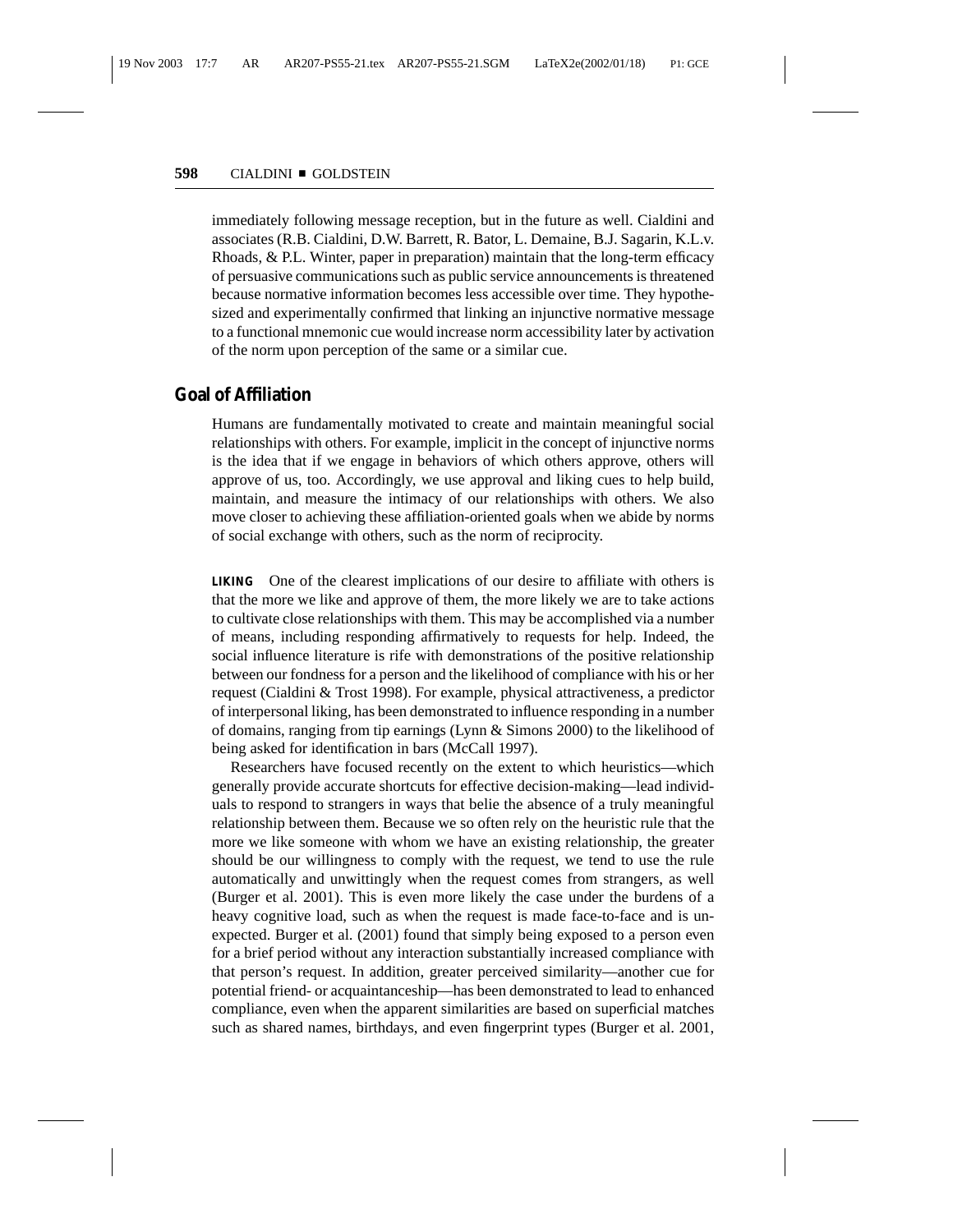immediately following message reception, but in the future as well. Cialdini and associates (R.B. Cialdini, D.W. Barrett, R. Bator, L. Demaine, B.J. Sagarin, K.L.v. Rhoads, & P.L. Winter, paper in preparation) maintain that the long-term efficacy of persuasive communications such as public service announcements is threatened because normative information becomes less accessible over time. They hypothesized and experimentally confirmed that linking an injunctive normative message to a functional mnemonic cue would increase norm accessibility later by activation of the norm upon perception of the same or a similar cue.

## Goal of Affiliation

Humans are fundamentally motivated to create and maintain meaningful social relationships with others. For example, implicit in the concept of injunctive norms is the idea that if we engage in behaviors of which others approve, others will approve of us, too. Accordingly, we use approval and liking cues to help build, maintain, and measure the intimacy of our relationships with others. We also move closer to achieving these affiliation-oriented goals when we abide by norms of social exchange with others, such as the norm of reciprocity.

**LIKING** One of the clearest implications of our desire to affiliate with others is that the more we like and approve of them, the more likely we are to take actions to cultivate close relationships with them. This may be accomplished via a number of means, including responding affirmatively to requests for help. Indeed, the social influence literature is rife with demonstrations of the positive relationship between our fondness for a person and the likelihood of compliance with his or her request (Cialdini & Trost 1998). For example, physical attractiveness, a predictor of interpersonal liking, has been demonstrated to influence responding in a number of domains, ranging from tip earnings (Lynn & Simons 2000) to the likelihood of being asked for identification in bars (McCall 1997).

Researchers have focused recently on the extent to which heuristics—which generally provide accurate shortcuts for effective decision-making—lead individuals to respond to strangers in ways that belie the absence of a truly meaningful relationship between them. Because we so often rely on the heuristic rule that the more we like someone with whom we have an existing relationship, the greater should be our willingness to comply with the request, we tend to use the rule automatically and unwittingly when the request comes from strangers, as well (Burger et al. 2001). This is even more likely the case under the burdens of a heavy cognitive load, such as when the request is made face-to-face and is unexpected. Burger et al. (2001) found that simply being exposed to a person even for a brief period without any interaction substantially increased compliance with that person's request. In addition, greater perceived similarity—another cue for potential friend- or acquaintanceship—has been demonstrated to lead to enhanced compliance, even when the apparent similarities are based on superficial matches such as shared names, birthdays, and even fingerprint types (Burger et al. 2001,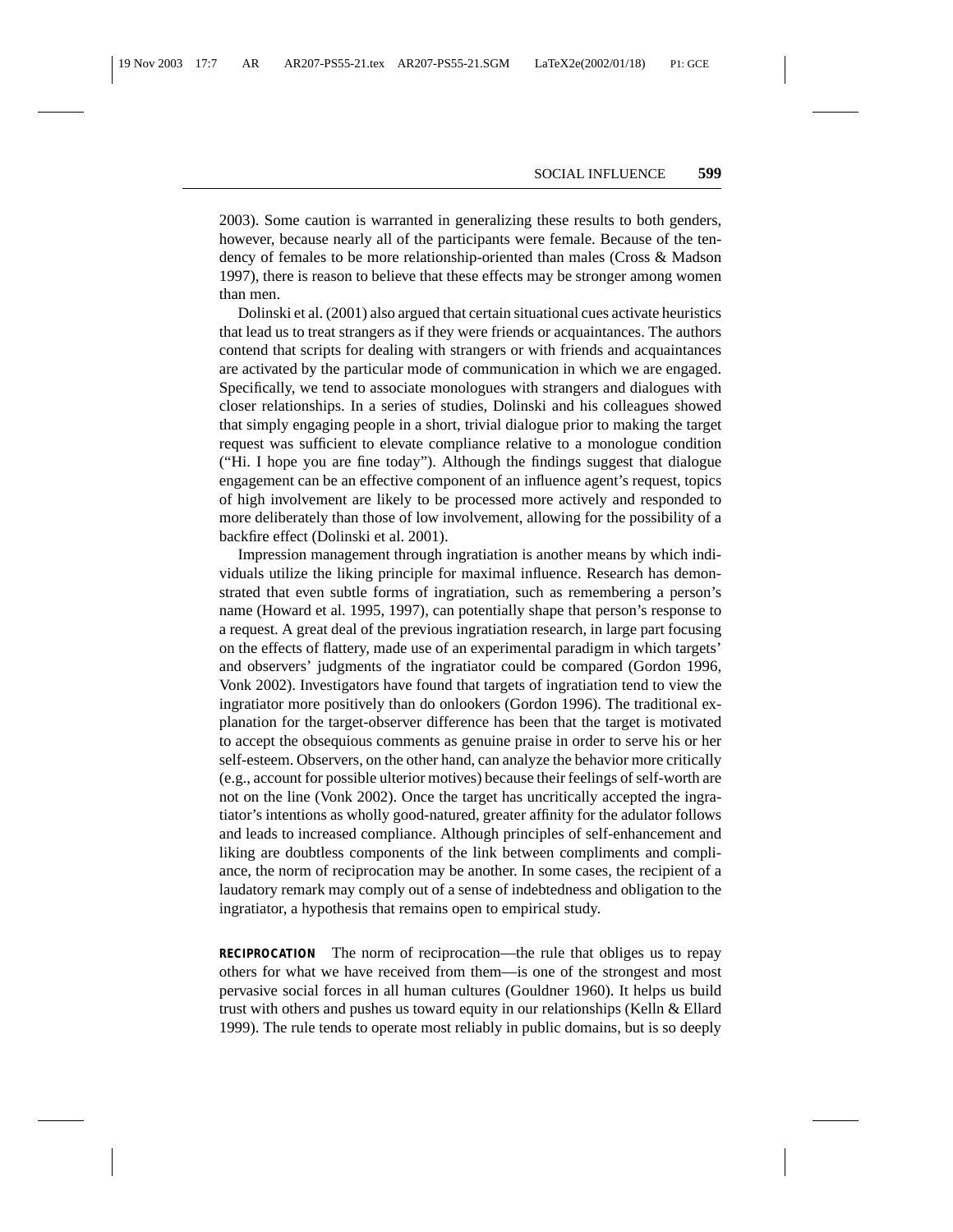2003). Some caution is warranted in generalizing these results to both genders, however, because nearly all of the participants were female. Because of the tendency of females to be more relationship-oriented than males (Cross & Madson 1997), there is reason to believe that these effects may be stronger among women than men.

Dolinski et al. (2001) also argued that certain situational cues activate heuristics that lead us to treat strangers as if they were friends or acquaintances. The authors contend that scripts for dealing with strangers or with friends and acquaintances are activated by the particular mode of communication in which we are engaged. Specifically, we tend to associate monologues with strangers and dialogues with closer relationships. In a series of studies, Dolinski and his colleagues showed that simply engaging people in a short, trivial dialogue prior to making the target request was sufficient to elevate compliance relative to a monologue condition ("Hi. I hope you are fine today"). Although the findings suggest that dialogue engagement can be an effective component of an influence agent's request, topics of high involvement are likely to be processed more actively and responded to more deliberately than those of low involvement, allowing for the possibility of a backfire effect (Dolinski et al. 2001).

Impression management through ingratiation is another means by which individuals utilize the liking principle for maximal influence. Research has demonstrated that even subtle forms of ingratiation, such as remembering a person's name (Howard et al. 1995, 1997), can potentially shape that person's response to a request. A great deal of the previous ingratiation research, in large part focusing on the effects of flattery, made use of an experimental paradigm in which targets' and observers' judgments of the ingratiator could be compared (Gordon 1996, Vonk 2002). Investigators have found that targets of ingratiation tend to view the ingratiator more positively than do onlookers (Gordon 1996). The traditional explanation for the target-observer difference has been that the target is motivated to accept the obsequious comments as genuine praise in order to serve his or her self-esteem. Observers, on the other hand, can analyze the behavior more critically (e.g., account for possible ulterior motives) because their feelings of self-worth are not on the line (Vonk 2002). Once the target has uncritically accepted the ingratiator's intentions as wholly good-natured, greater affinity for the adulator follows and leads to increased compliance. Although principles of self-enhancement and liking are doubtless components of the link between compliments and compliance, the norm of reciprocation may be another. In some cases, the recipient of a laudatory remark may comply out of a sense of indebtedness and obligation to the ingratiator, a hypothesis that remains open to empirical study.

**RECIPROCATION** The norm of reciprocation—the rule that obliges us to repay others for what we have received from them—is one of the strongest and most pervasive social forces in all human cultures (Gouldner 1960). It helps us build trust with others and pushes us toward equity in our relationships (Kelln & Ellard 1999). The rule tends to operate most reliably in public domains, but is so deeply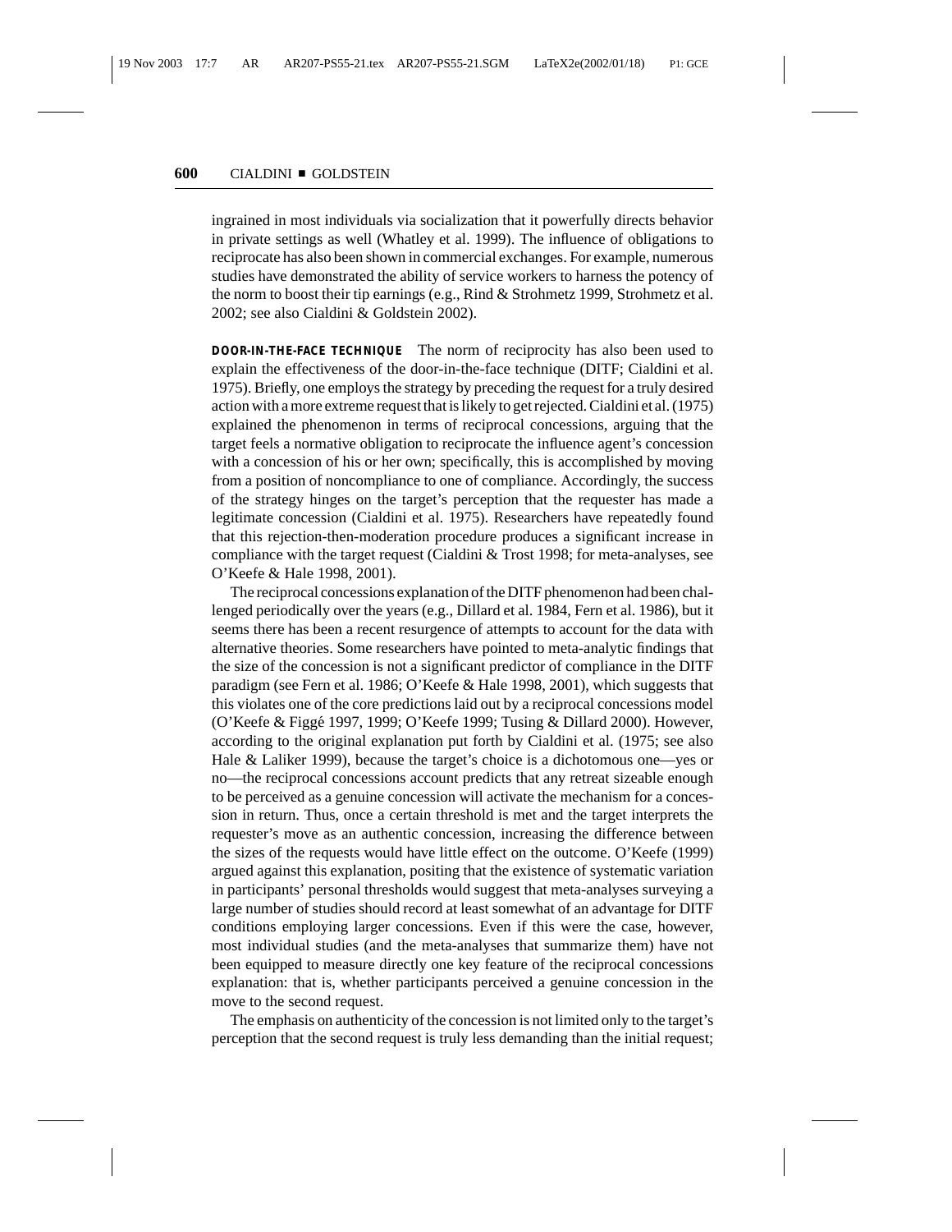ingrained in most individuals via socialization that it powerfully directs behavior in private settings as well (Whatley et al. 1999). The influence of obligations to reciprocate has also been shown in commercial exchanges. For example, numerous studies have demonstrated the ability of service workers to harness the potency of the norm to boost their tip earnings (e.g., Rind & Strohmetz 1999, Strohmetz et al. 2002; see also Cialdini & Goldstein 2002).

**DOOR-IN-THE-FACE TECHNIQUE** The norm of reciprocity has also been used to explain the effectiveness of the door-in-the-face technique (DITF; Cialdini et al. 1975). Briefly, one employs the strategy by preceding the request for a truly desired action with a more extreme request that is likely to get rejected. Cialdini et al. (1975) explained the phenomenon in terms of reciprocal concessions, arguing that the target feels a normative obligation to reciprocate the influence agent's concession with a concession of his or her own; specifically, this is accomplished by moving from a position of noncompliance to one of compliance. Accordingly, the success of the strategy hinges on the target's perception that the requester has made a legitimate concession (Cialdini et al. 1975). Researchers have repeatedly found that this rejection-then-moderation procedure produces a significant increase in compliance with the target request (Cialdini & Trost 1998; for meta-analyses, see O'Keefe & Hale 1998, 2001).

The reciprocal concessions explanation of the DITF phenomenon had been challenged periodically over the years (e.g., Dillard et al. 1984, Fern et al. 1986), but it seems there has been a recent resurgence of attempts to account for the data with alternative theories. Some researchers have pointed to meta-analytic findings that the size of the concession is not a significant predictor of compliance in the DITF paradigm (see Fern et al. 1986; O'Keefe & Hale 1998, 2001), which suggests that this violates one of the core predictions laid out by a reciprocal concessions model (O'Keefe & Figgé 1997, 1999; O'Keefe 1999; Tusing & Dillard 2000). However, according to the original explanation put forth by Cialdini et al. (1975; see also Hale & Laliker 1999), because the target's choice is a dichotomous one—yes or no—the reciprocal concessions account predicts that any retreat sizeable enough to be perceived as a genuine concession will activate the mechanism for a concession in return. Thus, once a certain threshold is met and the target interprets the requester's move as an authentic concession, increasing the difference between the sizes of the requests would have little effect on the outcome. O'Keefe (1999) argued against this explanation, positing that the existence of systematic variation in participants' personal thresholds would suggest that meta-analyses surveying a large number of studies should record at least somewhat of an advantage for DITF conditions employing larger concessions. Even if this were the case, however, most individual studies (and the meta-analyses that summarize them) have not been equipped to measure directly one key feature of the reciprocal concessions explanation: that is, whether participants perceived a genuine concession in the move to the second request.

The emphasis on authenticity of the concession is not limited only to the target's perception that the second request is truly less demanding than the initial request;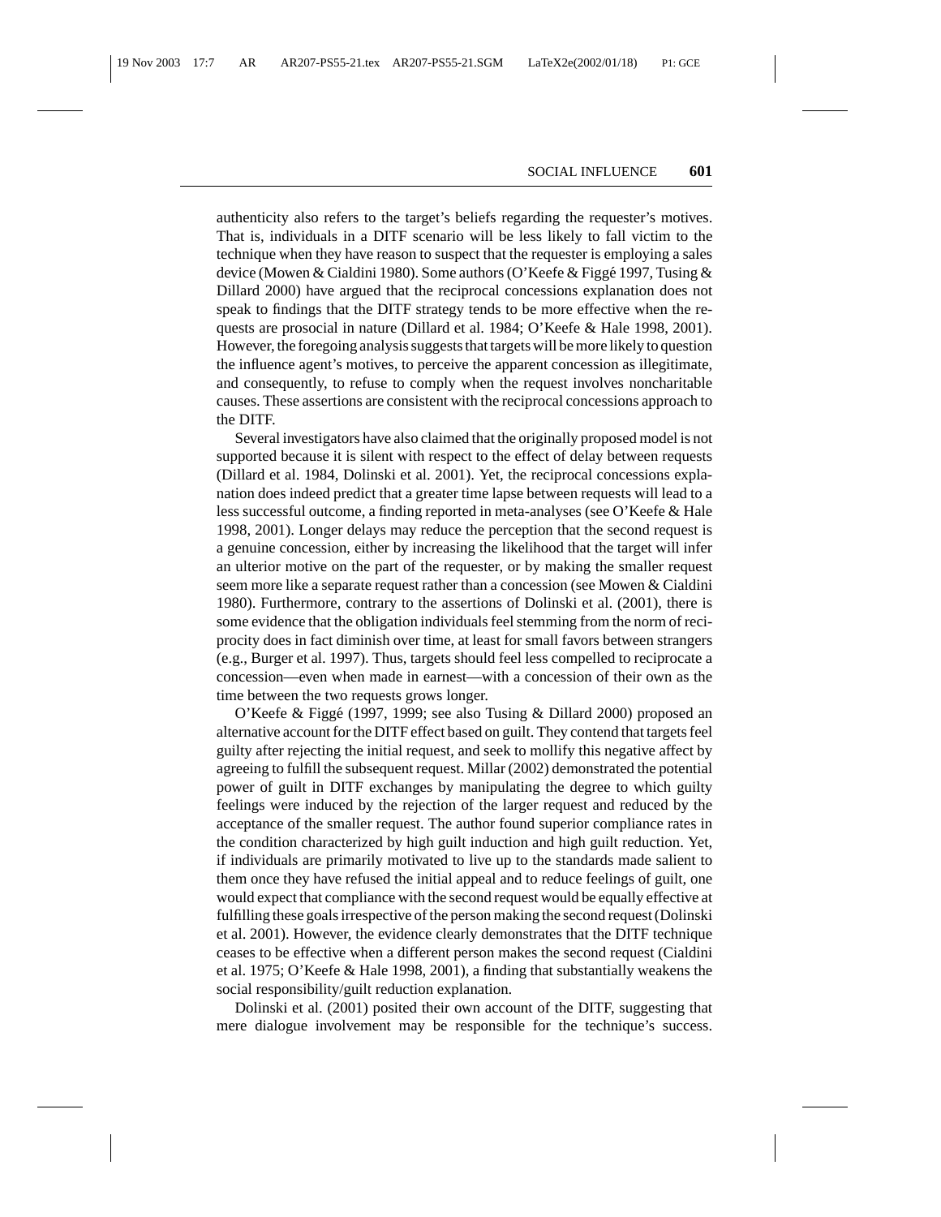authenticity also refers to the target's beliefs regarding the requester's motives. That is, individuals in a DITF scenario will be less likely to fall victim to the technique when they have reason to suspect that the requester is employing a sales device (Mowen & Cialdini 1980). Some authors (O'Keefe & Figgé 1997, Tusing & Dillard 2000) have argued that the reciprocal concessions explanation does not speak to findings that the DITF strategy tends to be more effective when the requests are prosocial in nature (Dillard et al. 1984; O'Keefe & Hale 1998, 2001). However, the foregoing analysis suggests that targets will be more likely to question the influence agent's motives, to perceive the apparent concession as illegitimate, and consequently, to refuse to comply when the request involves noncharitable causes. These assertions are consistent with the reciprocal concessions approach to the DITF.

Several investigators have also claimed that the originally proposed model is not supported because it is silent with respect to the effect of delay between requests (Dillard et al. 1984, Dolinski et al. 2001). Yet, the reciprocal concessions explanation does indeed predict that a greater time lapse between requests will lead to a less successful outcome, a finding reported in meta-analyses (see O'Keefe & Hale 1998, 2001). Longer delays may reduce the perception that the second request is a genuine concession, either by increasing the likelihood that the target will infer an ulterior motive on the part of the requester, or by making the smaller request seem more like a separate request rather than a concession (see Mowen & Cialdini 1980). Furthermore, contrary to the assertions of Dolinski et al. (2001), there is some evidence that the obligation individuals feel stemming from the norm of reciprocity does in fact diminish over time, at least for small favors between strangers (e.g., Burger et al. 1997). Thus, targets should feel less compelled to reciprocate a concession—even when made in earnest—with a concession of their own as the time between the two requests grows longer.

O'Keefe & Figgé (1997, 1999; see also Tusing & Dillard 2000) proposed an alternative account for the DITF effect based on guilt. They contend that targets feel guilty after rejecting the initial request, and seek to mollify this negative affect by agreeing to fulfill the subsequent request. Millar (2002) demonstrated the potential power of guilt in DITF exchanges by manipulating the degree to which guilty feelings were induced by the rejection of the larger request and reduced by the acceptance of the smaller request. The author found superior compliance rates in the condition characterized by high guilt induction and high guilt reduction. Yet, if individuals are primarily motivated to live up to the standards made salient to them once they have refused the initial appeal and to reduce feelings of guilt, one would expect that compliance with the second request would be equally effective at fulfilling these goals irrespective of the person making the second request (Dolinski et al. 2001). However, the evidence clearly demonstrates that the DITF technique ceases to be effective when a different person makes the second request (Cialdini et al. 1975; O'Keefe & Hale 1998, 2001), a finding that substantially weakens the social responsibility/guilt reduction explanation.

Dolinski et al. (2001) posited their own account of the DITF, suggesting that mere dialogue involvement may be responsible for the technique's success.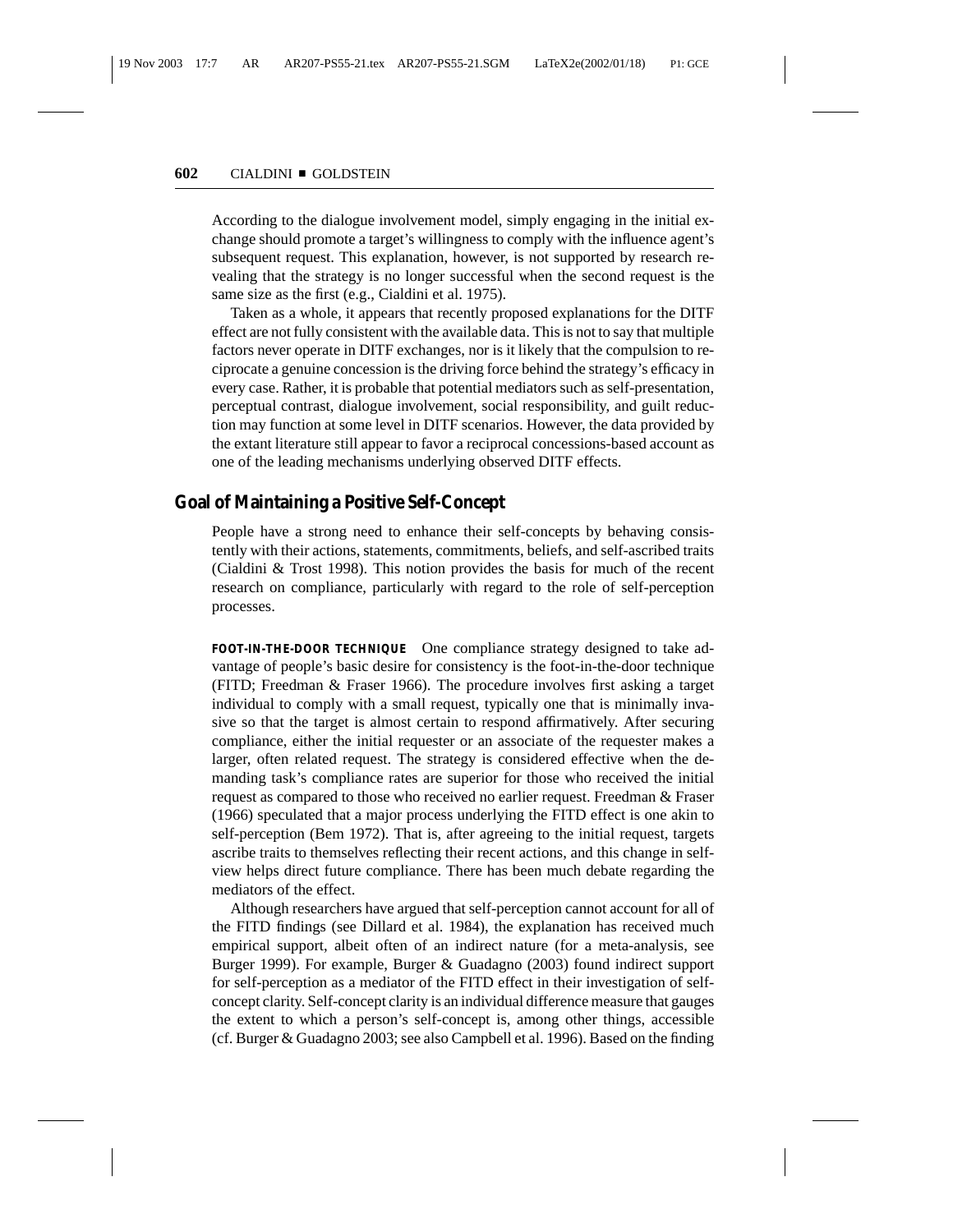According to the dialogue involvement model, simply engaging in the initial exchange should promote a target's willingness to comply with the influence agent's subsequent request. This explanation, however, is not supported by research revealing that the strategy is no longer successful when the second request is the same size as the first (e.g., Cialdini et al. 1975).

Taken as a whole, it appears that recently proposed explanations for the DITF effect are not fully consistent with the available data. This is not to say that multiple factors never operate in DITF exchanges, nor is it likely that the compulsion to reciprocate a genuine concession is the driving force behind the strategy's efficacy in every case. Rather, it is probable that potential mediators such as self-presentation, perceptual contrast, dialogue involvement, social responsibility, and guilt reduction may function at some level in DITF scenarios. However, the data provided by the extant literature still appear to favor a reciprocal concessions-based account as one of the leading mechanisms underlying observed DITF effects.

## Goal of Maintaining a Positive Self-Concept

People have a strong need to enhance their self-concepts by behaving consistently with their actions, statements, commitments, beliefs, and self-ascribed traits (Cialdini & Trost 1998). This notion provides the basis for much of the recent research on compliance, particularly with regard to the role of self-perception processes.

**FOOT-IN-THE-DOOR TECHNIQUE** One compliance strategy designed to take advantage of people's basic desire for consistency is the foot-in-the-door technique (FITD; Freedman & Fraser 1966). The procedure involves first asking a target individual to comply with a small request, typically one that is minimally invasive so that the target is almost certain to respond affirmatively. After securing compliance, either the initial requester or an associate of the requester makes a larger, often related request. The strategy is considered effective when the demanding task's compliance rates are superior for those who received the initial request as compared to those who received no earlier request. Freedman & Fraser (1966) speculated that a major process underlying the FITD effect is one akin to self-perception (Bem 1972). That is, after agreeing to the initial request, targets ascribe traits to themselves reflecting their recent actions, and this change in self-view helps direct future compliance. There has been much debate regarding the mediators of the effect.

Although researchers have argued that self-perception cannot account for all of the FITD findings (see Dillard et al. 1984), the explanation has received much empirical support, albeit often of an indirect nature (for a meta-analysis, see Burger 1999). For example, Burger & Guadagno (2003) found indirect support for self-perception as a mediator of the FITD effect in their investigation of self-concept clarity. Self-concept clarity is an individual difference measure that gauges the extent to which a person's self-concept is, among other things, accessible (cf. Burger & Guadagno 2003; see also Campbell et al. 1996). Based on the finding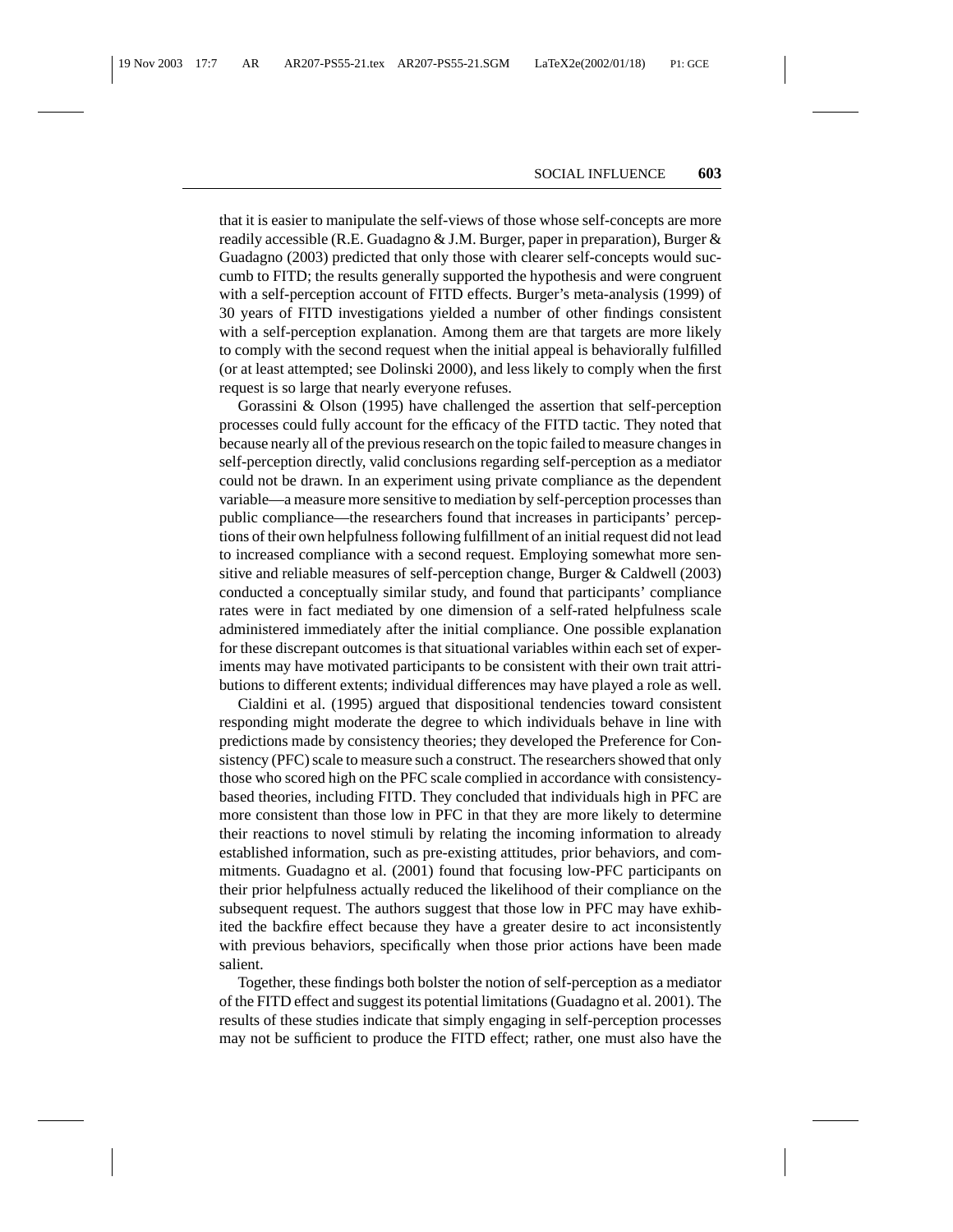that it is easier to manipulate the self-views of those whose self-concepts are more readily accessible (R.E. Guadagno & J.M. Burger, paper in preparation), Burger & Guadagno (2003) predicted that only those with clearer self-concepts would succumb to FITD; the results generally supported the hypothesis and were congruent with a self-perception account of FITD effects. Burger's meta-analysis (1999) of 30 years of FITD investigations yielded a number of other findings consistent with a self-perception explanation. Among them are that targets are more likely to comply with the second request when the initial appeal is behaviorally fulfilled (or at least attempted; see Dolinski 2000), and less likely to comply when the first request is so large that nearly everyone refuses.

Gorassini & Olson (1995) have challenged the assertion that self-perception processes could fully account for the efficacy of the FITD tactic. They noted that because nearly all of the previous research on the topic failed to measure changes in self-perception directly, valid conclusions regarding self-perception as a mediator could not be drawn. In an experiment using private compliance as the dependent variable—a measure more sensitive to mediation by self-perception processes than public compliance—the researchers found that increases in participants' perceptions of their own helpfulness following fulfillment of an initial request did not lead to increased compliance with a second request. Employing somewhat more sensitive and reliable measures of self-perception change, Burger & Caldwell (2003) conducted a conceptually similar study, and found that participants' compliance rates were in fact mediated by one dimension of a self-rated helpfulness scale administered immediately after the initial compliance. One possible explanation for these discrepant outcomes is that situational variables within each set of experiments may have motivated participants to be consistent with their own trait attributions to different extents; individual differences may have played a role as well.

Cialdini et al. (1995) argued that dispositional tendencies toward consistent responding might moderate the degree to which individuals behave in line with predictions made by consistency theories; they developed the Preference for Consistency (PFC) scale to measure such a construct. The researchers showed that only those who scored high on the PFC scale complied in accordance with consistency-based theories, including FITD. They concluded that individuals high in PFC are more consistent than those low in PFC in that they are more likely to determine their reactions to novel stimuli by relating the incoming information to already established information, such as pre-existing attitudes, prior behaviors, and commitments. Guadagno et al. (2001) found that focusing low-PFC participants on their prior helpfulness actually reduced the likelihood of their compliance on the subsequent request. The authors suggest that those low in PFC may have exhibited the backfire effect because they have a greater desire to act inconsistently with previous behaviors, specifically when those prior actions have been made salient.

Together, these findings both bolster the notion of self-perception as a mediator of the FITD effect and suggest its potential limitations (Guadagno et al. 2001). The results of these studies indicate that simply engaging in self-perception processes may not be sufficient to produce the FITD effect; rather, one must also have the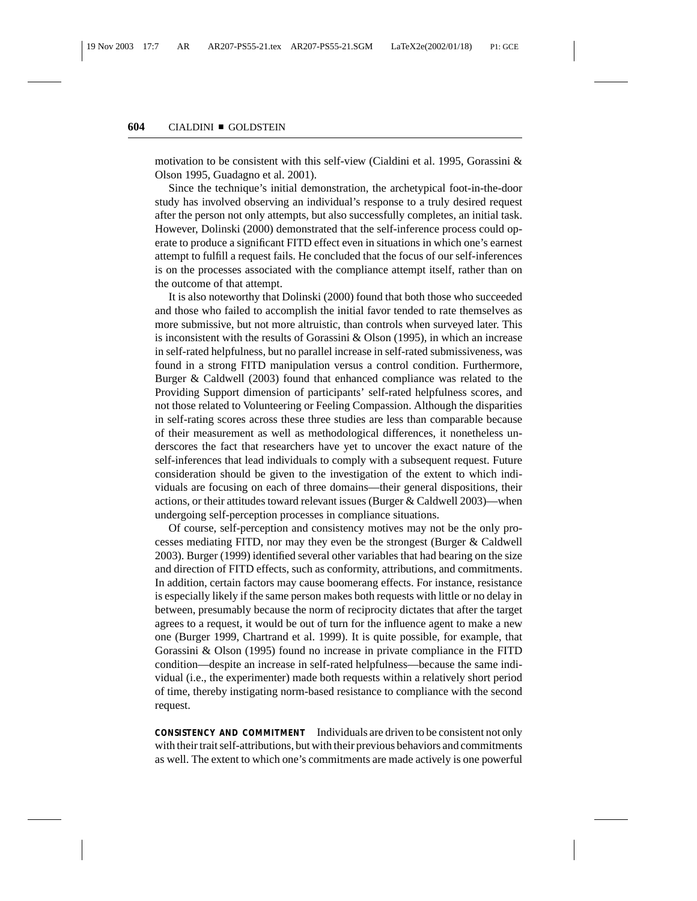motivation to be consistent with this self-view (Cialdini et al. 1995, Gorassini & Olson 1995, Guadagno et al. 2001).

Since the technique's initial demonstration, the archetypical foot-in-the-door study has involved observing an individual's response to a truly desired request after the person not only attempts, but also successfully completes, an initial task. However, Dolinski (2000) demonstrated that the self-inference process could operate to produce a significant FITD effect even in situations in which one's earnest attempt to fulfill a request fails. He concluded that the focus of our self-inferences is on the processes associated with the compliance attempt itself, rather than on the outcome of that attempt.

It is also noteworthy that Dolinski (2000) found that both those who succeeded and those who failed to accomplish the initial favor tended to rate themselves as more submissive, but not more altruistic, than controls when surveyed later. This is inconsistent with the results of Gorassini & Olson (1995), in which an increase in self-rated helpfulness, but no parallel increase in self-rated submissiveness, was found in a strong FITD manipulation versus a control condition. Furthermore, Burger & Caldwell (2003) found that enhanced compliance was related to the Providing Support dimension of participants' self-rated helpfulness scores, and not those related to Volunteering or Feeling Compassion. Although the disparities in self-rating scores across these three studies are less than comparable because of their measurement as well as methodological differences, it nonetheless underscores the fact that researchers have yet to uncover the exact nature of the self-inferences that lead individuals to comply with a subsequent request. Future consideration should be given to the investigation of the extent to which individuals are focusing on each of three domains—their general dispositions, their actions, or their attitudes toward relevant issues (Burger & Caldwell 2003)—when undergoing self-perception processes in compliance situations.

Of course, self-perception and consistency motives may not be the only processes mediating FITD, nor may they even be the strongest (Burger & Caldwell 2003). Burger (1999) identified several other variables that had bearing on the size and direction of FITD effects, such as conformity, attributions, and commitments. In addition, certain factors may cause boomerang effects. For instance, resistance is especially likely if the same person makes both requests with little or no delay in between, presumably because the norm of reciprocity dictates that after the target agrees to a request, it would be out of turn for the influence agent to make a new one (Burger 1999, Chartrand et al. 1999). It is quite possible, for example, that Gorassini & Olson (1995) found no increase in private compliance in the FITD condition—despite an increase in self-rated helpfulness—because the same individual (i.e., the experimenter) made both requests within a relatively short period of time, thereby instigating norm-based resistance to compliance with the second request.

**CONSISTENCY AND COMMITMENT** Individuals are driven to be consistent not only with their trait self-attributions, but with their previous behaviors and commitments as well. The extent to which one's commitments are made actively is one powerful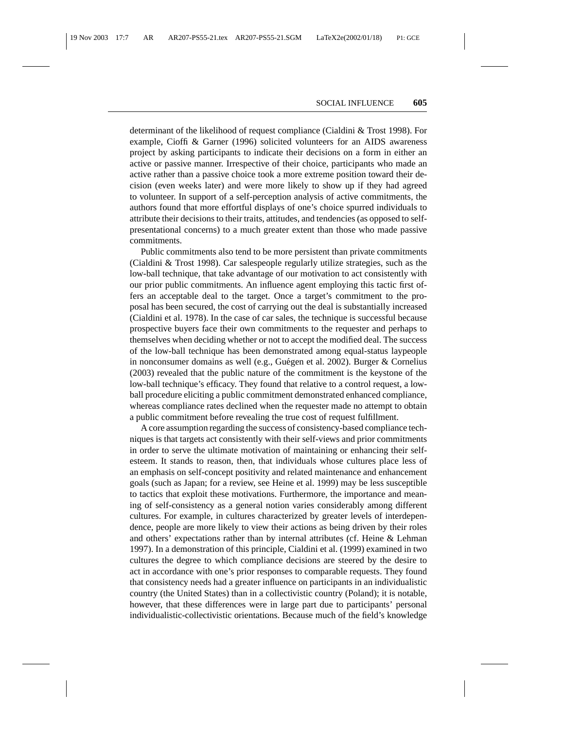determinant of the likelihood of request compliance (Cialdini & Trost 1998). For example, Cioffi & Garner (1996) solicited volunteers for an AIDS awareness project by asking participants to indicate their decisions on a form in either an active or passive manner. Irrespective of their choice, participants who made an active rather than a passive choice took a more extreme position toward their decision (even weeks later) and were more likely to show up if they had agreed to volunteer. In support of a self-perception analysis of active commitments, the authors found that more effortful displays of one's choice spurred individuals to attribute their decisions to their traits, attitudes, and tendencies (as opposed to self-presentational concerns) to a much greater extent than those who made passive commitments.

Public commitments also tend to be more persistent than private commitments (Cialdini & Trost 1998). Car salespeople regularly utilize strategies, such as the low-ball technique, that take advantage of our motivation to act consistently with our prior public commitments. An influence agent employing this tactic first offers an acceptable deal to the target. Once a target's commitment to the proposal has been secured, the cost of carrying out the deal is substantially increased (Cialdini et al. 1978). In the case of car sales, the technique is successful because prospective buyers face their own commitments to the requester and perhaps to themselves when deciding whether or not to accept the modified deal. The success of the low-ball technique has been demonstrated among equal-status laypeople in nonconsumer domains as well (e.g., Guégen et al. 2002). Burger & Cornelius (2003) revealed that the public nature of the commitment is the keystone of the low-ball technique's efficacy. They found that relative to a control request, a low-ball procedure eliciting a public commitment demonstrated enhanced compliance, whereas compliance rates declined when the requester made no attempt to obtain a public commitment before revealing the true cost of request fulfillment.

A core assumption regarding the success of consistency-based compliance techniques is that targets act consistently with their self-views and prior commitments in order to serve the ultimate motivation of maintaining or enhancing their self-esteem. It stands to reason, then, that individuals whose cultures place less of an emphasis on self-concept positivity and related maintenance and enhancement goals (such as Japan; for a review, see Heine et al. 1999) may be less susceptible to tactics that exploit these motivations. Furthermore, the importance and meaning of self-consistency as a general notion varies considerably among different cultures. For example, in cultures characterized by greater levels of interdependence, people are more likely to view their actions as being driven by their roles and others' expectations rather than by internal attributes (cf. Heine & Lehman 1997). In a demonstration of this principle, Cialdini et al. (1999) examined in two cultures the degree to which compliance decisions are steered by the desire to act in accordance with one's prior responses to comparable requests. They found that consistency needs had a greater influence on participants in an individualistic country (the United States) than in a collectivistic country (Poland); it is notable, however, that these differences were in large part due to participants' personal individualistic-collectivistic orientations. Because much of the field's knowledge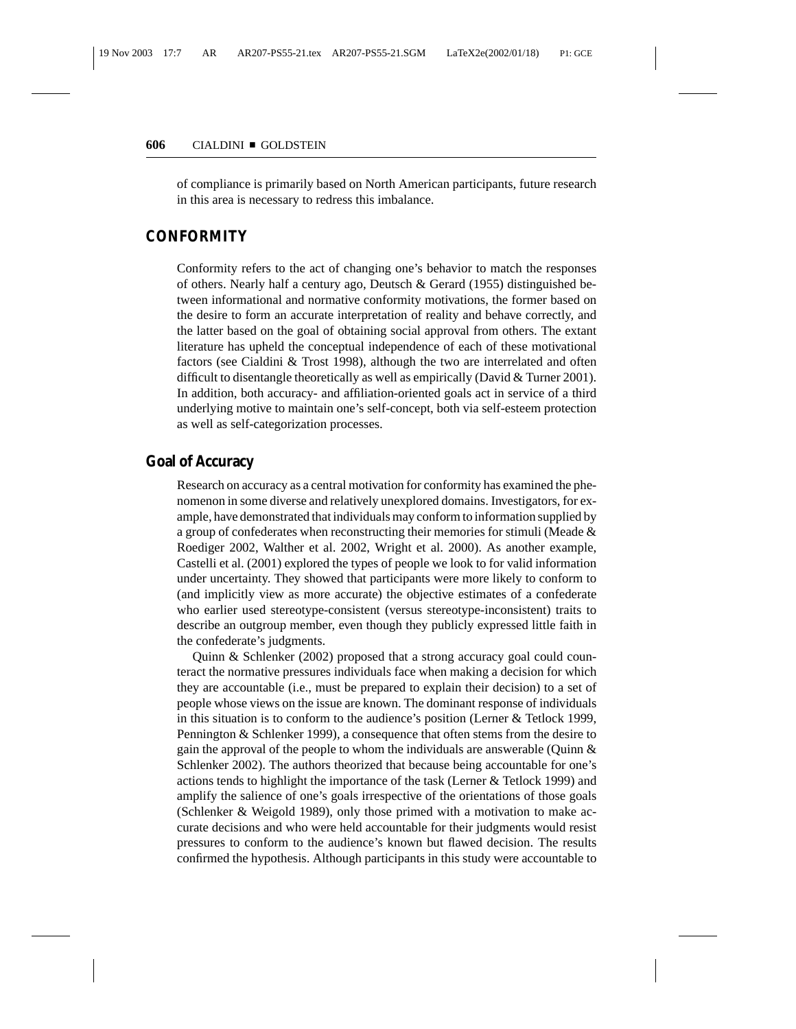of compliance is primarily based on North American participants, future research in this area is necessary to redress this imbalance.

## CONFORMITY

Conformity refers to the act of changing one's behavior to match the responses of others. Nearly half a century ago, Deutsch & Gerard (1955) distinguished between informational and normative conformity motivations, the former based on the desire to form an accurate interpretation of reality and behave correctly, and the latter based on the goal of obtaining social approval from others. The extant literature has upheld the conceptual independence of each of these motivational factors (see Cialdini & Trost 1998), although the two are interrelated and often difficult to disentangle theoretically as well as empirically (David & Turner 2001). In addition, both accuracy- and affiliation-oriented goals act in service of a third underlying motive to maintain one's self-concept, both via self-esteem protection as well as self-categorization processes.

### Goal of Accuracy

Research on accuracy as a central motivation for conformity has examined the phenomenon in some diverse and relatively unexplored domains. Investigators, for example, have demonstrated that individuals may conform to information supplied by a group of confederates when reconstructing their memories for stimuli (Meade & Roediger 2002, Walther et al. 2002, Wright et al. 2000). As another example, Castelli et al. (2001) explored the types of people we look to for valid information under uncertainty. They showed that participants were more likely to conform to (and implicitly view as more accurate) the objective estimates of a confederate who earlier used stereotype-consistent (versus stereotype-inconsistent) traits to describe an outgroup member, even though they publicly expressed little faith in the confederate's judgments.

Quinn & Schlenker (2002) proposed that a strong accuracy goal could counteract the normative pressures individuals face when making a decision for which they are accountable (i.e., must be prepared to explain their decision) to a set of people whose views on the issue are known. The dominant response of individuals in this situation is to conform to the audience's position (Lerner & Tetlock 1999, Pennington & Schlenker 1999), a consequence that often stems from the desire to gain the approval of the people to whom the individuals are answerable (Quinn & Schlenker 2002). The authors theorized that because being accountable for one's actions tends to highlight the importance of the task (Lerner & Tetlock 1999) and amplify the salience of one's goals irrespective of the orientations of those goals (Schlenker & Weigold 1989), only those primed with a motivation to make accurate decisions and who were held accountable for their judgments would resist pressures to conform to the audience's known but flawed decision. The results confirmed the hypothesis. Although participants in this study were accountable to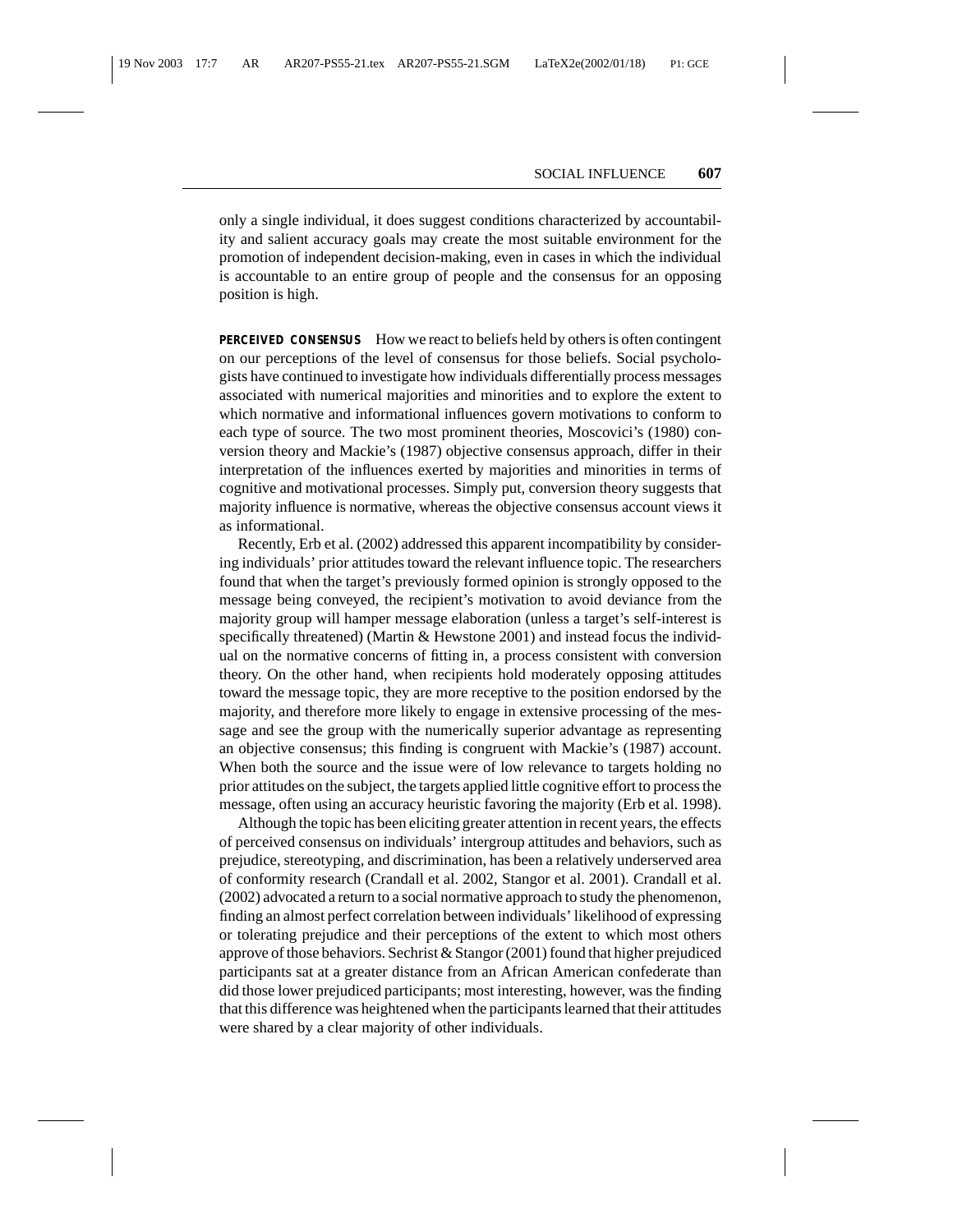only a single individual, it does suggest conditions characterized by accountability and salient accuracy goals may create the most suitable environment for the promotion of independent decision-making, even in cases in which the individual is accountable to an entire group of people and the consensus for an opposing position is high.

**PERCEIVED CONSENSUS** How we react to beliefs held by others is often contingent on our perceptions of the level of consensus for those beliefs. Social psychologists have continued to investigate how individuals differentially process messages associated with numerical majorities and minorities and to explore the extent to which normative and informational influences govern motivations to conform to each type of source. The two most prominent theories, Moscovici's (1980) conversion theory and Mackie's (1987) objective consensus approach, differ in their interpretation of the influences exerted by majorities and minorities in terms of cognitive and motivational processes. Simply put, conversion theory suggests that majority influence is normative, whereas the objective consensus account views it as informational.

Recently, Erb et al. (2002) addressed this apparent incompatibility by considering individuals' prior attitudes toward the relevant influence topic. The researchers found that when the target's previously formed opinion is strongly opposed to the message being conveyed, the recipient's motivation to avoid deviance from the majority group will hamper message elaboration (unless a target's self-interest is specifically threatened) (Martin & Hewstone 2001) and instead focus the individual on the normative concerns of fitting in, a process consistent with conversion theory. On the other hand, when recipients hold moderately opposing attitudes toward the message topic, they are more receptive to the position endorsed by the majority, and therefore more likely to engage in extensive processing of the message and see the group with the numerically superior advantage as representing an objective consensus; this finding is congruent with Mackie's (1987) account. When both the source and the issue were of low relevance to targets holding no prior attitudes on the subject, the targets applied little cognitive effort to process the message, often using an accuracy heuristic favoring the majority (Erb et al. 1998).

Although the topic has been eliciting greater attention in recent years, the effects of perceived consensus on individuals' intergroup attitudes and behaviors, such as prejudice, stereotyping, and discrimination, has been a relatively underserved area of conformity research (Crandall et al. 2002, Stangor et al. 2001). Crandall et al. (2002) advocated a return to a social normative approach to study the phenomenon, finding an almost perfect correlation between individuals' likelihood of expressing or tolerating prejudice and their perceptions of the extent to which most others approve of those behaviors. Sechrist & Stangor (2001) found that higher prejudiced participants sat at a greater distance from an African American confederate than did those lower prejudiced participants; most interesting, however, was the finding that this difference was heightened when the participants learned that their attitudes were shared by a clear majority of other individuals.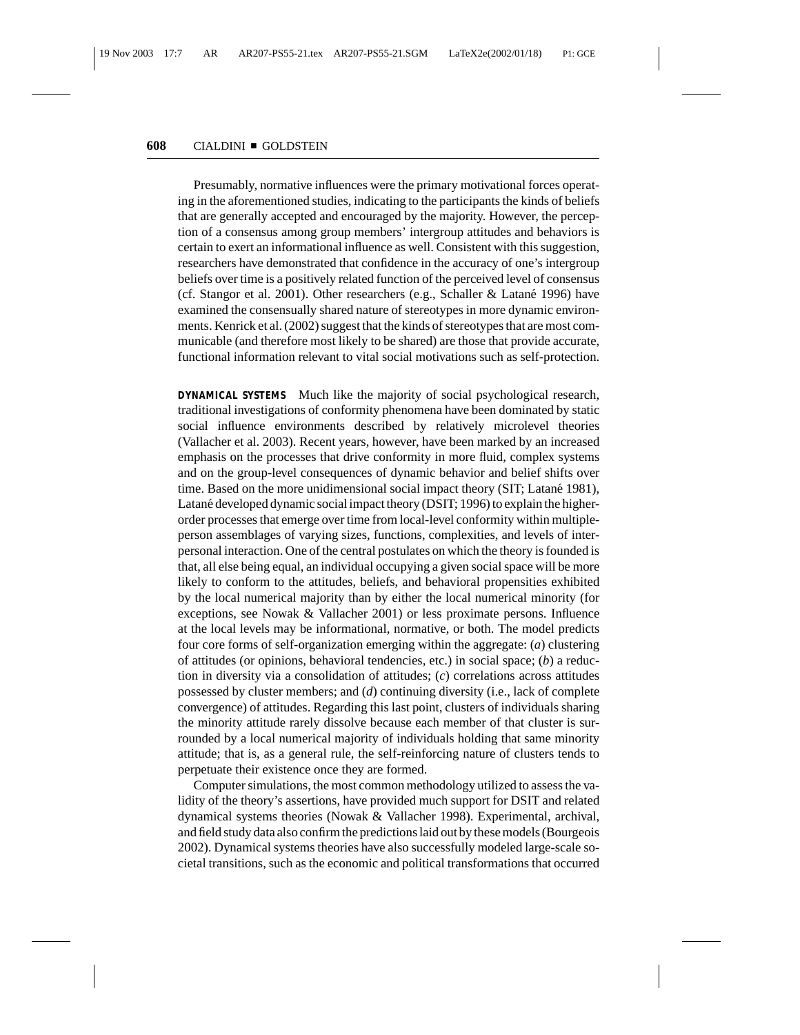Presumably, normative influences were the primary motivational forces operating in the aforementioned studies, indicating to the participants the kinds of beliefs that are generally accepted and encouraged by the majority. However, the perception of a consensus among group members' intergroup attitudes and behaviors is certain to exert an informational influence as well. Consistent with this suggestion, researchers have demonstrated that confidence in the accuracy of one's intergroup beliefs over time is a positively related function of the perceived level of consensus (cf. Stangor et al. 2001). Other researchers (e.g., Schaller & Latané 1996) have examined the consensually shared nature of stereotypes in more dynamic environments. Kenrick et al. (2002) suggest that the kinds of stereotypes that are most communicable (and therefore most likely to be shared) are those that provide accurate, functional information relevant to vital social motivations such as self-protection.

**DYNAMICAL SYSTEMS** Much like the majority of social psychological research, traditional investigations of conformity phenomena have been dominated by static social influence environments described by relatively microlevel theories (Vallacher et al. 2003). Recent years, however, have been marked by an increased emphasis on the processes that drive conformity in more fluid, complex systems and on the group-level consequences of dynamic behavior and belief shifts over time. Based on the more unidimensional social impact theory (SIT; Latané 1981), Latané developed dynamic social impact theory (DSIT; 1996) to explain the higher-order processes that emerge over time from local-level conformity within multiple-person assemblages of varying sizes, functions, complexities, and levels of interpersonal interaction. One of the central postulates on which the theory is founded is that, all else being equal, an individual occupying a given social space will be more likely to conform to the attitudes, beliefs, and behavioral propensities exhibited by the local numerical majority than by either the local numerical minority (for exceptions, see Nowak & Vallacher 2001) or less proximate persons. Influence at the local levels may be informational, normative, or both. The model predicts four core forms of self-organization emerging within the aggregate: (*a*) clustering of attitudes (or opinions, behavioral tendencies, etc.) in social space; (*b*) a reduction in diversity via a consolidation of attitudes; (*c*) correlations across attitudes possessed by cluster members; and (*d*) continuing diversity (i.e., lack of complete convergence) of attitudes. Regarding this last point, clusters of individuals sharing the minority attitude rarely dissolve because each member of that cluster is surrounded by a local numerical majority of individuals holding that same minority attitude; that is, as a general rule, the self-reinforcing nature of clusters tends to perpetuate their existence once they are formed.

Computer simulations, the most common methodology utilized to assess the validity of the theory's assertions, have provided much support for DSIT and related dynamical systems theories (Nowak & Vallacher 1998). Experimental, archival, and field study data also confirm the predictions laid out by these models (Bourgeois 2002). Dynamical systems theories have also successfully modeled large-scale societal transitions, such as the economic and political transformations that occurred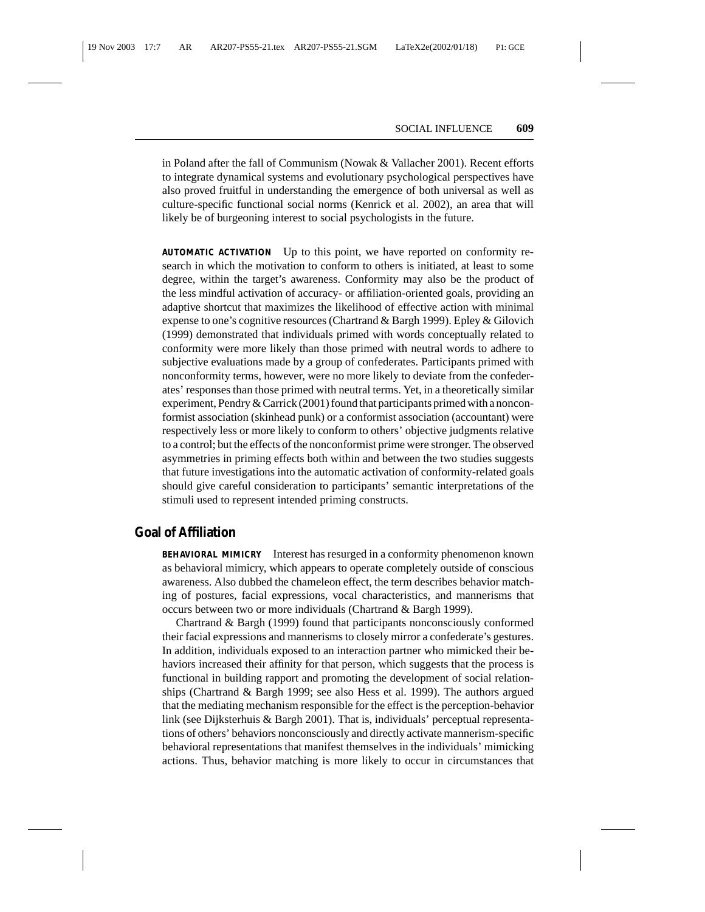in Poland after the fall of Communism (Nowak & Vallacher 2001). Recent efforts to integrate dynamical systems and evolutionary psychological perspectives have also proved fruitful in understanding the emergence of both universal as well as culture-specific functional social norms (Kenrick et al. 2002), an area that will likely be of burgeoning interest to social psychologists in the future.

**AUTOMATIC ACTIVATION** Up to this point, we have reported on conformity research in which the motivation to conform to others is initiated, at least to some degree, within the target's awareness. Conformity may also be the product of the less mindful activation of accuracy- or affiliation-oriented goals, providing an adaptive shortcut that maximizes the likelihood of effective action with minimal expense to one's cognitive resources (Chartrand & Bargh 1999). Epley & Gilovich (1999) demonstrated that individuals primed with words conceptually related to conformity were more likely than those primed with neutral words to adhere to subjective evaluations made by a group of confederates. Participants primed with nonconformity terms, however, were no more likely to deviate from the confederates' responses than those primed with neutral terms. Yet, in a theoretically similar experiment, Pendry & Carrick (2001) found that participants primed with a nonconformist association (skinhead punk) or a conformist association (accountant) were respectively less or more likely to conform to others' objective judgments relative to a control; but the effects of the nonconformist prime were stronger. The observed asymmetries in priming effects both within and between the two studies suggests that future investigations into the automatic activation of conformity-related goals should give careful consideration to participants' semantic interpretations of the stimuli used to represent intended priming constructs.

## Goal of Affiliation

**BEHAVIORAL MIMICRY** Interest has resurged in a conformity phenomenon known as behavioral mimicry, which appears to operate completely outside of conscious awareness. Also dubbed the chameleon effect, the term describes behavior matching of postures, facial expressions, vocal characteristics, and mannerisms that occurs between two or more individuals (Chartrand & Bargh 1999).

Chartrand & Bargh (1999) found that participants nonconsciously conformed their facial expressions and mannerisms to closely mirror a confederate's gestures. In addition, individuals exposed to an interaction partner who mimicked their behaviors increased their affinity for that person, which suggests that the process is functional in building rapport and promoting the development of social relationships (Chartrand & Bargh 1999; see also Hess et al. 1999). The authors argued that the mediating mechanism responsible for the effect is the perception-behavior link (see Dijksterhuis & Bargh 2001). That is, individuals' perceptual representations of others' behaviors nonconsciously and directly activate mannerism-specific behavioral representations that manifest themselves in the individuals' mimicking actions. Thus, behavior matching is more likely to occur in circumstances that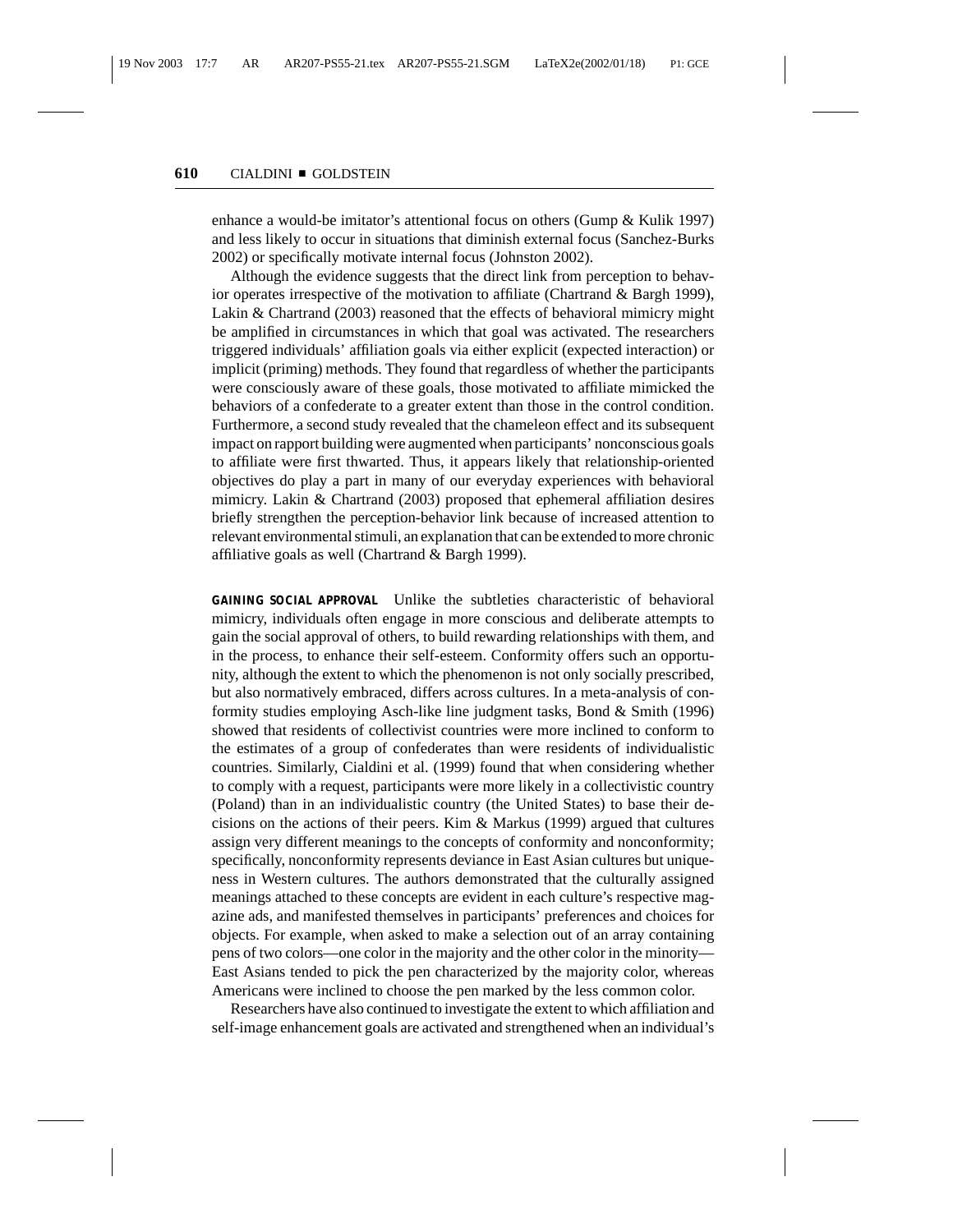enhance a would-be imitator's attentional focus on others (Gump & Kulik 1997) and less likely to occur in situations that diminish external focus (Sanchez-Burks 2002) or specifically motivate internal focus (Johnston 2002).

Although the evidence suggests that the direct link from perception to behavior operates irrespective of the motivation to affiliate (Chartrand & Bargh 1999), Lakin & Chartrand (2003) reasoned that the effects of behavioral mimicry might be amplified in circumstances in which that goal was activated. The researchers triggered individuals' affiliation goals via either explicit (expected interaction) or implicit (priming) methods. They found that regardless of whether the participants were consciously aware of these goals, those motivated to affiliate mimicked the behaviors of a confederate to a greater extent than those in the control condition. Furthermore, a second study revealed that the chameleon effect and its subsequent impact on rapport building were augmented when participants' nonconscious goals to affiliate were first thwarted. Thus, it appears likely that relationship-oriented objectives do play a part in many of our everyday experiences with behavioral mimicry. Lakin & Chartrand (2003) proposed that ephemeral affiliation desires briefly strengthen the perception-behavior link because of increased attention to relevant environmental stimuli, an explanation that can be extended to more chronic affiliative goals as well (Chartrand & Bargh 1999).

**GAINING SOCIAL APPROVAL** Unlike the subtleties characteristic of behavioral mimicry, individuals often engage in more conscious and deliberate attempts to gain the social approval of others, to build rewarding relationships with them, and in the process, to enhance their self-esteem. Conformity offers such an opportunity, although the extent to which the phenomenon is not only socially prescribed, but also normatively embraced, differs across cultures. In a meta-analysis of conformity studies employing Asch-like line judgment tasks, Bond & Smith (1996) showed that residents of collectivist countries were more inclined to conform to the estimates of a group of confederates than were residents of individualistic countries. Similarly, Cialdini et al. (1999) found that when considering whether to comply with a request, participants were more likely in a collectivistic country (Poland) than in an individualistic country (the United States) to base their decisions on the actions of their peers. Kim & Markus (1999) argued that cultures assign very different meanings to the concepts of conformity and nonconformity; specifically, nonconformity represents deviance in East Asian cultures but uniqueness in Western cultures. The authors demonstrated that the culturally assigned meanings attached to these concepts are evident in each culture's respective magazine ads, and manifested themselves in participants' preferences and choices for objects. For example, when asked to make a selection out of an array containing pens of two colors—one color in the majority and the other color in the minority—East Asians tended to pick the pen characterized by the majority color, whereas Americans were inclined to choose the pen marked by the less common color.

Researchers have also continued to investigate the extent to which affiliation and self-image enhancement goals are activated and strengthened when an individual's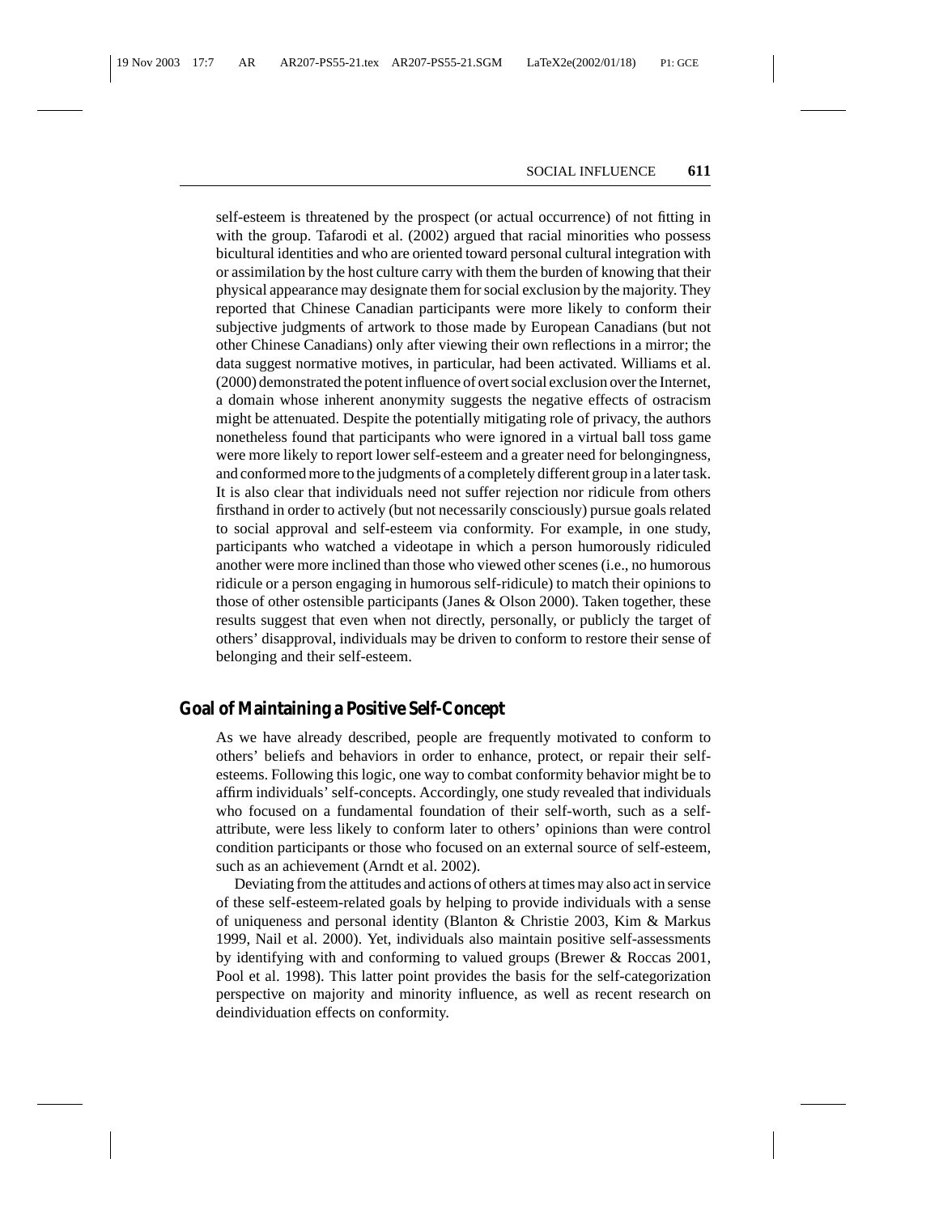self-esteem is threatened by the prospect (or actual occurrence) of not fitting in with the group. Tafarodi et al. (2002) argued that racial minorities who possess bicultural identities and who are oriented toward personal cultural integration with or assimilation by the host culture carry with them the burden of knowing that their physical appearance may designate them for social exclusion by the majority. They reported that Chinese Canadian participants were more likely to conform their subjective judgments of artwork to those made by European Canadians (but not other Chinese Canadians) only after viewing their own reflections in a mirror; the data suggest normative motives, in particular, had been activated. Williams et al. (2000) demonstrated the potent influence of overt social exclusion over the Internet, a domain whose inherent anonymity suggests the negative effects of ostracism might be attenuated. Despite the potentially mitigating role of privacy, the authors nonetheless found that participants who were ignored in a virtual ball toss game were more likely to report lower self-esteem and a greater need for belongingness, and conformed more to the judgments of a completely different group in a later task. It is also clear that individuals need not suffer rejection nor ridicule from others firsthand in order to actively (but not necessarily consciously) pursue goals related to social approval and self-esteem via conformity. For example, in one study, participants who watched a videotape in which a person humorously ridiculed another were more inclined than those who viewed other scenes (i.e., no humorous ridicule or a person engaging in humorous self-ridicule) to match their opinions to those of other ostensible participants (Janes & Olson 2000). Taken together, these results suggest that even when not directly, personally, or publicly the target of others' disapproval, individuals may be driven to conform to restore their sense of belonging and their self-esteem.

## Goal of Maintaining a Positive Self-Concept

As we have already described, people are frequently motivated to conform to others' beliefs and behaviors in order to enhance, protect, or repair their self-esteems. Following this logic, one way to combat conformity behavior might be to affirm individuals' self-concepts. Accordingly, one study revealed that individuals who focused on a fundamental foundation of their self-worth, such as a self-attribute, were less likely to conform later to others' opinions than were control condition participants or those who focused on an external source of self-esteem, such as an achievement (Arndt et al. 2002).

Deviating from the attitudes and actions of others at times may also act in service of these self-esteem-related goals by helping to provide individuals with a sense of uniqueness and personal identity (Blanton & Christie 2003, Kim & Markus 1999, Nail et al. 2000). Yet, individuals also maintain positive self-assessments by identifying with and conforming to valued groups (Brewer & Roccas 2001, Pool et al. 1998). This latter point provides the basis for the self-categorization perspective on majority and minority influence, as well as recent research on deindividuation effects on conformity.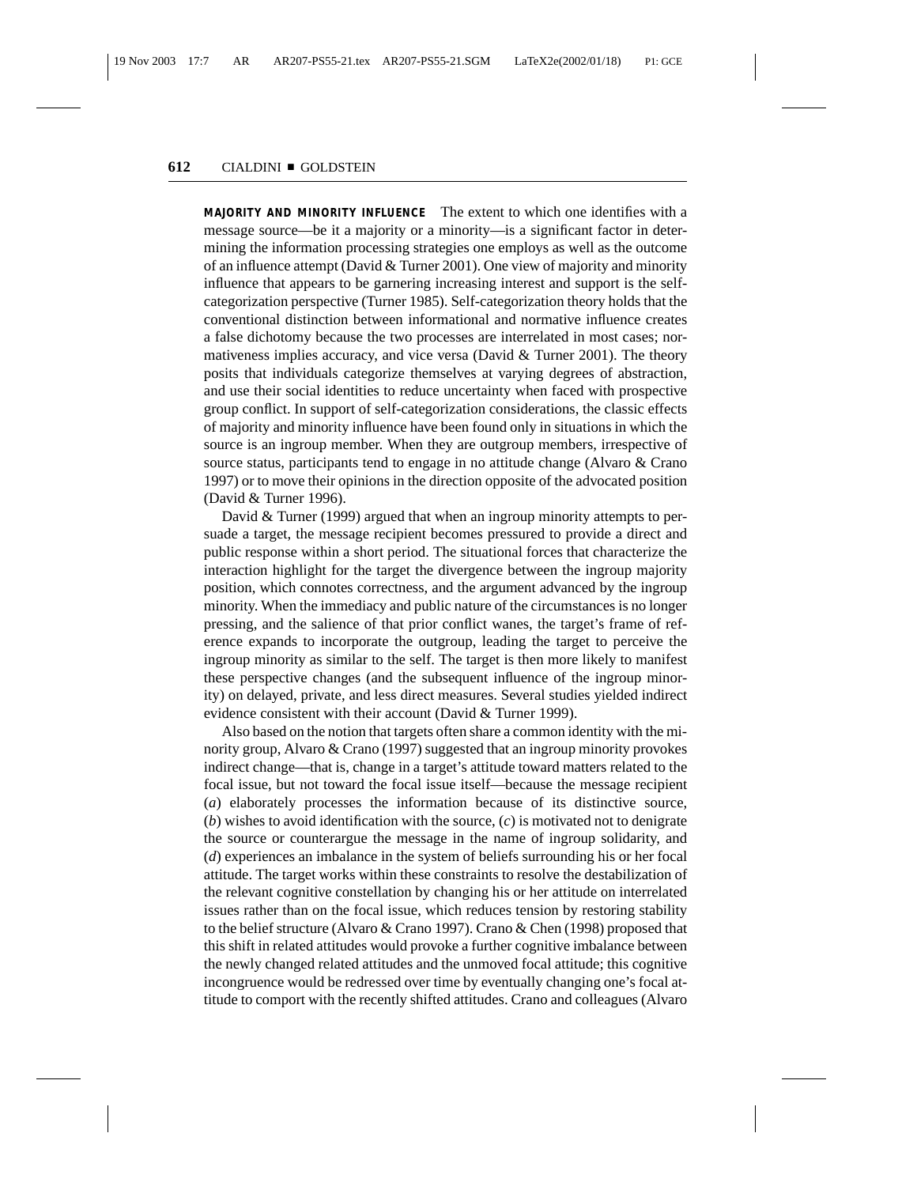**MAJORITY AND MINORITY INFLUENCE** The extent to which one identifies with a message source—be it a majority or a minority—is a significant factor in determining the information processing strategies one employs as well as the outcome of an influence attempt (David & Turner 2001). One view of majority and minority influence that appears to be garnering increasing interest and support is the self-categorization perspective (Turner 1985). Self-categorization theory holds that the conventional distinction between informational and normative influence creates a false dichotomy because the two processes are interrelated in most cases; normativeness implies accuracy, and vice versa (David & Turner 2001). The theory posits that individuals categorize themselves at varying degrees of abstraction, and use their social identities to reduce uncertainty when faced with prospective group conflict. In support of self-categorization considerations, the classic effects of majority and minority influence have been found only in situations in which the source is an ingroup member. When they are outgroup members, irrespective of source status, participants tend to engage in no attitude change (Alvaro & Crano 1997) or to move their opinions in the direction opposite of the advocated position (David & Turner 1996).

David & Turner (1999) argued that when an ingroup minority attempts to persuade a target, the message recipient becomes pressured to provide a direct and public response within a short period. The situational forces that characterize the interaction highlight for the target the divergence between the ingroup majority position, which connotes correctness, and the argument advanced by the ingroup minority. When the immediacy and public nature of the circumstances is no longer pressing, and the salience of that prior conflict wanes, the target's frame of reference expands to incorporate the outgroup, leading the target to perceive the ingroup minority as similar to the self. The target is then more likely to manifest these perspective changes (and the subsequent influence of the ingroup minority) on delayed, private, and less direct measures. Several studies yielded indirect evidence consistent with their account (David & Turner 1999).

Also based on the notion that targets often share a common identity with the minority group, Alvaro & Crano (1997) suggested that an ingroup minority provokes indirect change—that is, change in a target's attitude toward matters related to the focal issue, but not toward the focal issue itself—because the message recipient (*a*) elaborately processes the information because of its distinctive source, (*b*) wishes to avoid identification with the source, (*c*) is motivated not to denigrate the source or counterargue the message in the name of ingroup solidarity, and (*d*) experiences an imbalance in the system of beliefs surrounding his or her focal attitude. The target works within these constraints to resolve the destabilization of the relevant cognitive constellation by changing his or her attitude on interrelated issues rather than on the focal issue, which reduces tension by restoring stability to the belief structure (Alvaro & Crano 1997). Crano & Chen (1998) proposed that this shift in related attitudes would provoke a further cognitive imbalance between the newly changed related attitudes and the unmoved focal attitude; this cognitive incongruence would be redressed over time by eventually changing one's focal attitude to comport with the recently shifted attitudes. Crano and colleagues (Alvaro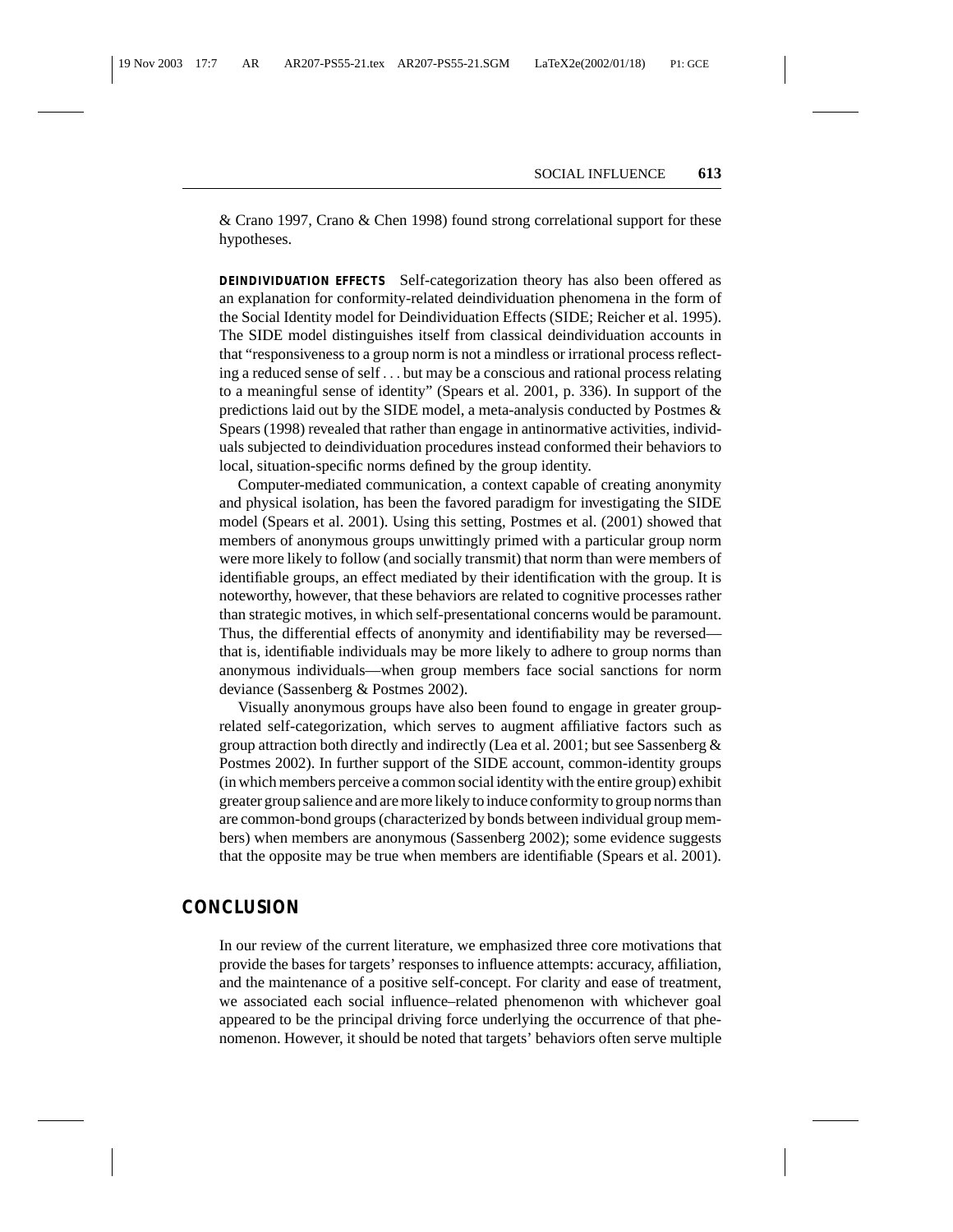& Crano 1997, Crano & Chen 1998) found strong correlational support for these hypotheses.

**DEINDIVIDUATION EFFECTS** Self-categorization theory has also been offered as an explanation for conformity-related deindividuation phenomena in the form of the Social Identity model for Deindividuation Effects (SIDE; Reicher et al. 1995). The SIDE model distinguishes itself from classical deindividuation accounts in that "responsiveness to a group norm is not a mindless or irrational process reflecting a reduced sense of self . . . but may be a conscious and rational process relating to a meaningful sense of identity" (Spears et al. 2001, p. 336). In support of the predictions laid out by the SIDE model, a meta-analysis conducted by Postmes & Spears (1998) revealed that rather than engage in antinormative activities, individuals subjected to deindividuation procedures instead conformed their behaviors to local, situation-specific norms defined by the group identity.

Computer-mediated communication, a context capable of creating anonymity and physical isolation, has been the favored paradigm for investigating the SIDE model (Spears et al. 2001). Using this setting, Postmes et al. (2001) showed that members of anonymous groups unwittingly primed with a particular group norm were more likely to follow (and socially transmit) that norm than were members of identifiable groups, an effect mediated by their identification with the group. It is noteworthy, however, that these behaviors are related to cognitive processes rather than strategic motives, in which self-presentational concerns would be paramount. Thus, the differential effects of anonymity and identifiability may be reversed—that is, identifiable individuals may be more likely to adhere to group norms than anonymous individuals—when group members face social sanctions for norm deviance (Sassenberg & Postmes 2002).

Visually anonymous groups have also been found to engage in greater group-related self-categorization, which serves to augment affiliative factors such as group attraction both directly and indirectly (Lea et al. 2001; but see Sassenberg & Postmes 2002). In further support of the SIDE account, common-identity groups (in which members perceive a common social identity with the entire group) exhibit greater group salience and are more likely to induce conformity to group norms than are common-bond groups (characterized by bonds between individual group members) when members are anonymous (Sassenberg 2002); some evidence suggests that the opposite may be true when members are identifiable (Spears et al. 2001).

## CONCLUSION

In our review of the current literature, we emphasized three core motivations that provide the bases for targets' responses to influence attempts: accuracy, affiliation, and the maintenance of a positive self-concept. For clarity and ease of treatment, we associated each social influence–related phenomenon with whichever goal appeared to be the principal driving force underlying the occurrence of that phenomenon. However, it should be noted that targets' behaviors often serve multiple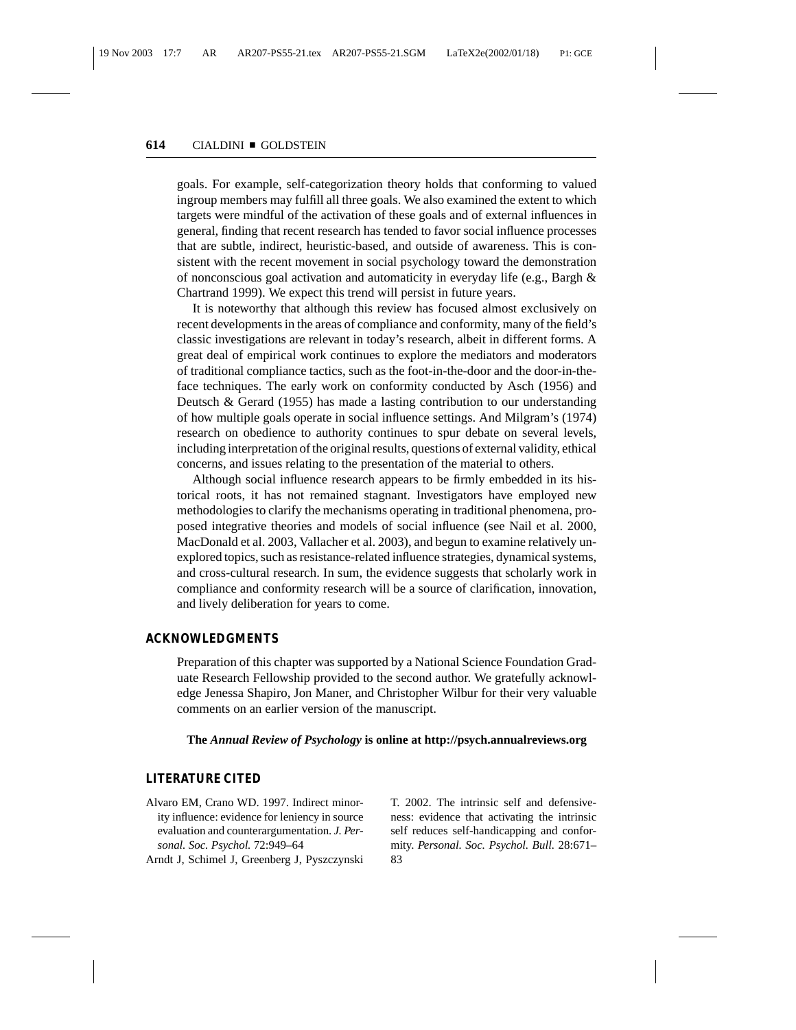goals. For example, self-categorization theory holds that conforming to valued ingroup members may fulfill all three goals. We also examined the extent to which targets were mindful of the activation of these goals and of external influences in general, finding that recent research has tended to favor social influence processes that are subtle, indirect, heuristic-based, and outside of awareness. This is consistent with the recent movement in social psychology toward the demonstration of nonconscious goal activation and automaticity in everyday life (e.g., Bargh & Chartrand 1999). We expect this trend will persist in future years.

It is noteworthy that although this review has focused almost exclusively on recent developments in the areas of compliance and conformity, many of the field's classic investigations are relevant in today's research, albeit in different forms. A great deal of empirical work continues to explore the mediators and moderators of traditional compliance tactics, such as the foot-in-the-door and the door-in-the-face techniques. The early work on conformity conducted by Asch (1956) and Deutsch & Gerard (1955) has made a lasting contribution to our understanding of how multiple goals operate in social influence settings. And Milgram's (1974) research on obedience to authority continues to spur debate on several levels, including interpretation of the original results, questions of external validity, ethical concerns, and issues relating to the presentation of the material to others.

Although social influence research appears to be firmly embedded in its historical roots, it has not remained stagnant. Investigators have employed new methodologies to clarify the mechanisms operating in traditional phenomena, proposed integrative theories and models of social influence (see Nail et al. 2000, MacDonald et al. 2003, Vallacher et al. 2003), and begun to examine relatively unexplored topics, such as resistance-related influence strategies, dynamical systems, and cross-cultural research. In sum, the evidence suggests that scholarly work in compliance and conformity research will be a source of clarification, innovation, and lively deliberation for years to come.

## ACKNOWLEDGMENTS

Preparation of this chapter was supported by a National Science Foundation Graduate Research Fellowship provided to the second author. We gratefully acknowledge Jenessa Shapiro, Jon Maner, and Christopher Wilbur for their very valuable comments on an earlier version of the manuscript.

**The *Annual Review of Psychology* is online at http://psych.annualreviews.org**

## LITERATURE CITED

Alvaro EM, Crano WD. 1997. Indirect minority influence: evidence for leniency in source evaluation and counterargumentation. *J. Personal. Soc. Psychol.* 72:949–64

Arndt J, Schimel J, Greenberg J, Pyszczynski T. 2002. The intrinsic self and defensiveness: evidence that activating the intrinsic self reduces self-handicapping and conformity. *Personal. Soc. Psychol. Bull.* 28:671–83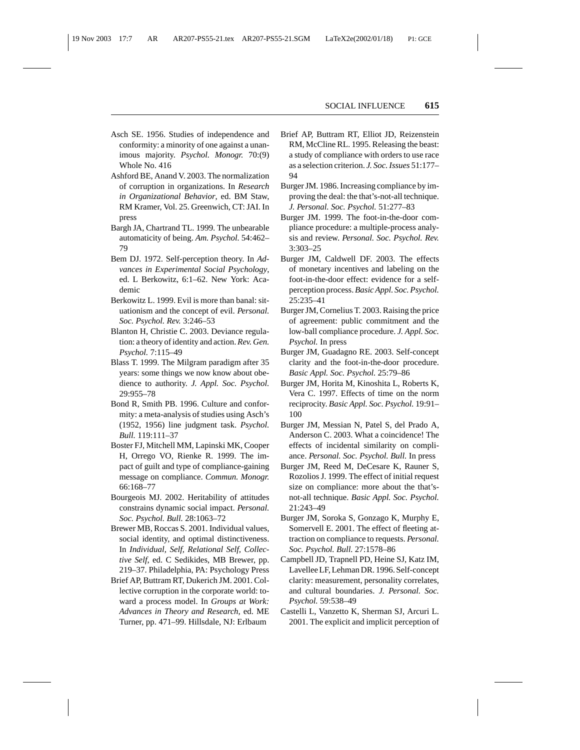Asch SE. 1956. Studies of independence and conformity: a minority of one against a unanimous majority. *Psychol. Monogr.* 70:(9) Whole No. 416

Ashford BE, Anand V. 2003. The normalization of corruption in organizations. In *Research in Organizational Behavior*, ed. BM Staw, RM Kramer, Vol. 25. Greenwich, CT: JAI. In press

Bargh JA, Chartrand TL. 1999. The unbearable automaticity of being. *Am. Psychol.* 54:462–79

Bem DJ. 1972. Self-perception theory. In *Advances in Experimental Social Psychology*, ed. L Berkowitz, 6:1–62. New York: Academic

Berkowitz L. 1999. Evil is more than banal: situationism and the concept of evil. *Personal. Soc. Psychol. Rev.* 3:246–53

Blanton H, Christie C. 2003. Deviance regulation: a theory of identity and action. *Rev. Gen. Psychol.* 7:115–49

Blass T. 1999. The Milgram paradigm after 35 years: some things we now know about obedience to authority. *J. Appl. Soc. Psychol.* 29:955–78

Bond R, Smith PB. 1996. Culture and conformity: a meta-analysis of studies using Asch's (1952, 1956) line judgment task. *Psychol. Bull.* 119:111–37

Boster FJ, Mitchell MM, Lapinski MK, Cooper H, Orrego VO, Rienke R. 1999. The impact of guilt and type of compliance-gaining message on compliance. *Commun. Monogr.* 66:168–77

Bourgeois MJ. 2002. Heritability of attitudes constrains dynamic social impact. *Personal. Soc. Psychol. Bull.* 28:1063–72

Brewer MB, Roccas S. 2001. Individual values, social identity, and optimal distinctiveness. In *Individual, Self, Relational Self, Collective Self*, ed. C Sedikides, MB Brewer, pp. 219–37. Philadelphia, PA: Psychology Press

Brief AP, Buttram RT, Dukerich JM. 2001. Collective corruption in the corporate world: toward a process model. In *Groups at Work: Advances in Theory and Research*, ed. ME Turner, pp. 471–99. Hillsdale, NJ: Erlbaum

Brief AP, Buttram RT, Elliot JD, Reizenstein RM, McCline RL. 1995. Releasing the beast: a study of compliance with orders to use race as a selection criterion. *J. Soc. Issues* 51:177–94

Burger JM. 1986. Increasing compliance by improving the deal: the that's-not-all technique. *J. Personal. Soc. Psychol.* 51:277–83

Burger JM. 1999. The foot-in-the-door compliance procedure: a multiple-process analysis and review. *Personal. Soc. Psychol. Rev.* 3:303–25

Burger JM, Caldwell DF. 2003. The effects of monetary incentives and labeling on the foot-in-the-door effect: evidence for a self-perception process. *Basic Appl. Soc. Psychol.* 25:235–41

Burger JM, Cornelius T. 2003. Raising the price of agreement: public commitment and the low-ball compliance procedure. *J. Appl. Soc. Psychol.* In press

Burger JM, Guadagno RE. 2003. Self-concept clarity and the foot-in-the-door procedure. *Basic Appl. Soc. Psychol.* 25:79–86

Burger JM, Horita M, Kinoshita L, Roberts K, Vera C. 1997. Effects of time on the norm reciprocity. *Basic Appl. Soc. Psychol.* 19:91–100

Burger JM, Messian N, Patel S, del Prado A, Anderson C. 2003. What a coincidence! The effects of incidental similarity on compliance. *Personal. Soc. Psychol. Bull.* In press

Burger JM, Reed M, DeCesare K, Rauner S, Rozolios J. 1999. The effect of initial request size on compliance: more about the that's-not-all technique. *Basic Appl. Soc. Psychol.* 21:243–49

Burger JM, Soroka S, Gonzago K, Murphy E, Somervell E. 2001. The effect of fleeting attraction on compliance to requests. *Personal. Soc. Psychol. Bull.* 27:1578–86

Campbell JD, Trapnell PD, Heine SJ, Katz IM, Lavellee LF, Lehman DR. 1996. Self-concept clarity: measurement, personality correlates, and cultural boundaries. *J. Personal. Soc. Psychol.* 59:538–49

Castelli L, Vanzetto K, Sherman SJ, Arcuri L. 2001. The explicit and implicit perception of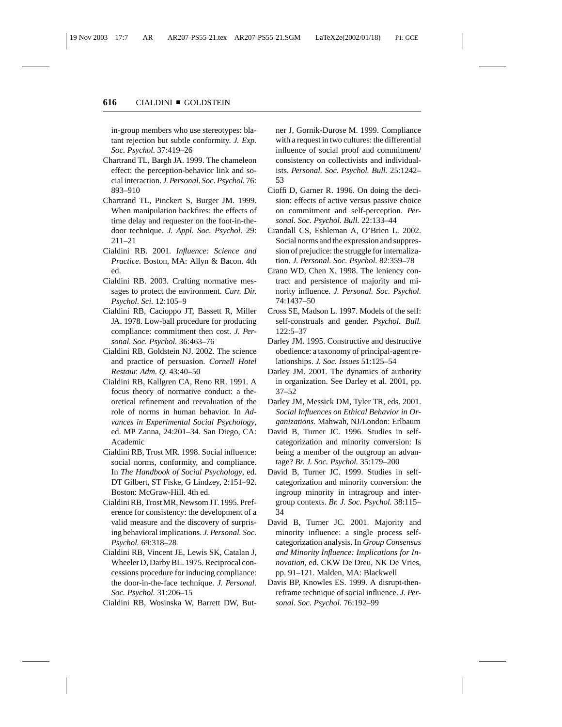in-group members who use stereotypes: blatant rejection but subtle conformity. *J. Exp. Soc. Psychol.* 37:419–26

Chartrand TL, Bargh JA. 1999. The chameleon effect: the perception-behavior link and social interaction. *J. Personal. Soc. Psychol.* 76: 893–910

Chartrand TL, Pinckert S, Burger JM. 1999. When manipulation backfires: the effects of time delay and requester on the foot-in-the-door technique. *J. Appl. Soc. Psychol.* 29: 211–21

Cialdini RB. 2001. *Influence: Science and Practice*. Boston, MA: Allyn & Bacon. 4th ed.

Cialdini RB. 2003. Crafting normative messages to protect the environment. *Curr. Dir. Psychol. Sci.* 12:105–9

Cialdini RB, Cacioppo JT, Bassett R, Miller JA. 1978. Low-ball procedure for producing compliance: commitment then cost. *J. Personal. Soc. Psychol.* 36:463–76

Cialdini RB, Goldstein NJ. 2002. The science and practice of persuasion. *Cornell Hotel Restaur. Adm. Q.* 43:40–50

Cialdini RB, Kallgren CA, Reno RR. 1991. A focus theory of normative conduct: a theoretical refinement and reevaluation of the role of norms in human behavior. In *Advances in Experimental Social Psychology*, ed. MP Zanna, 24:201–34. San Diego, CA: Academic

Cialdini RB, Trost MR. 1998. Social influence: social norms, conformity, and compliance. In *The Handbook of Social Psychology*, ed. DT Gilbert, ST Fiske, G Lindzey, 2:151–92. Boston: McGraw-Hill. 4th ed.

Cialdini RB, Trost MR, Newsom JT. 1995. Preference for consistency: the development of a valid measure and the discovery of surprising behavioral implications. *J. Personal. Soc. Psychol.* 69:318–28

Cialdini RB, Vincent JE, Lewis SK, Catalan J, Wheeler D, Darby BL. 1975. Reciprocal concessions procedure for inducing compliance: the door-in-the-face technique. *J. Personal. Soc. Psychol.* 31:206–15

Cialdini RB, Wosinska W, Barrett DW, Butner J, Gornik-Durose M. 1999. Compliance with a request in two cultures: the differential influence of social proof and commitment/consistency on collectivists and individualists. *Personal. Soc. Psychol. Bull.* 25:1242–53

Cioffi D, Garner R. 1996. On doing the decision: effects of active versus passive choice on commitment and self-perception. *Personal. Soc. Psychol. Bull.* 22:133–44

Crandall CS, Eshleman A, O'Brien L. 2002. Social norms and the expression and suppression of prejudice: the struggle for internalization. *J. Personal. Soc. Psychol.* 82:359–78

Crano WD, Chen X. 1998. The leniency contract and persistence of majority and minority influence. *J. Personal. Soc. Psychol.* 74:1437–50

Cross SE, Madson L. 1997. Models of the self: self-construals and gender. *Psychol. Bull.* 122:5–37

Darley JM. 1995. Constructive and destructive obedience: a taxonomy of principal-agent relationships. *J. Soc. Issues* 51:125–54

Darley JM. 2001. The dynamics of authority in organization. See Darley et al. 2001, pp. 37–52

Darley JM, Messick DM, Tyler TR, eds. 2001. *Social Influences on Ethical Behavior in Organizations*. Mahwah, NJ/London: Erlbaum

David B, Turner JC. 1996. Studies in self-categorization and minority conversion: Is being a member of the outgroup an advantage? *Br. J. Soc. Psychol.* 35:179–200

David B, Turner JC. 1999. Studies in self-categorization and minority conversion: the ingroup minority in intragroup and intergroup contexts. *Br. J. Soc. Psychol.* 38:115–34

David B, Turner JC. 2001. Majority and minority influence: a single process self-categorization analysis. In *Group Consensus and Minority Influence: Implications for Innovation*, ed. CKW De Dreu, NK De Vries, pp. 91–121. Malden, MA: Blackwell

Davis BP, Knowles ES. 1999. A disrupt-then-reframe technique of social influence. *J. Personal. Soc. Psychol.* 76:192–99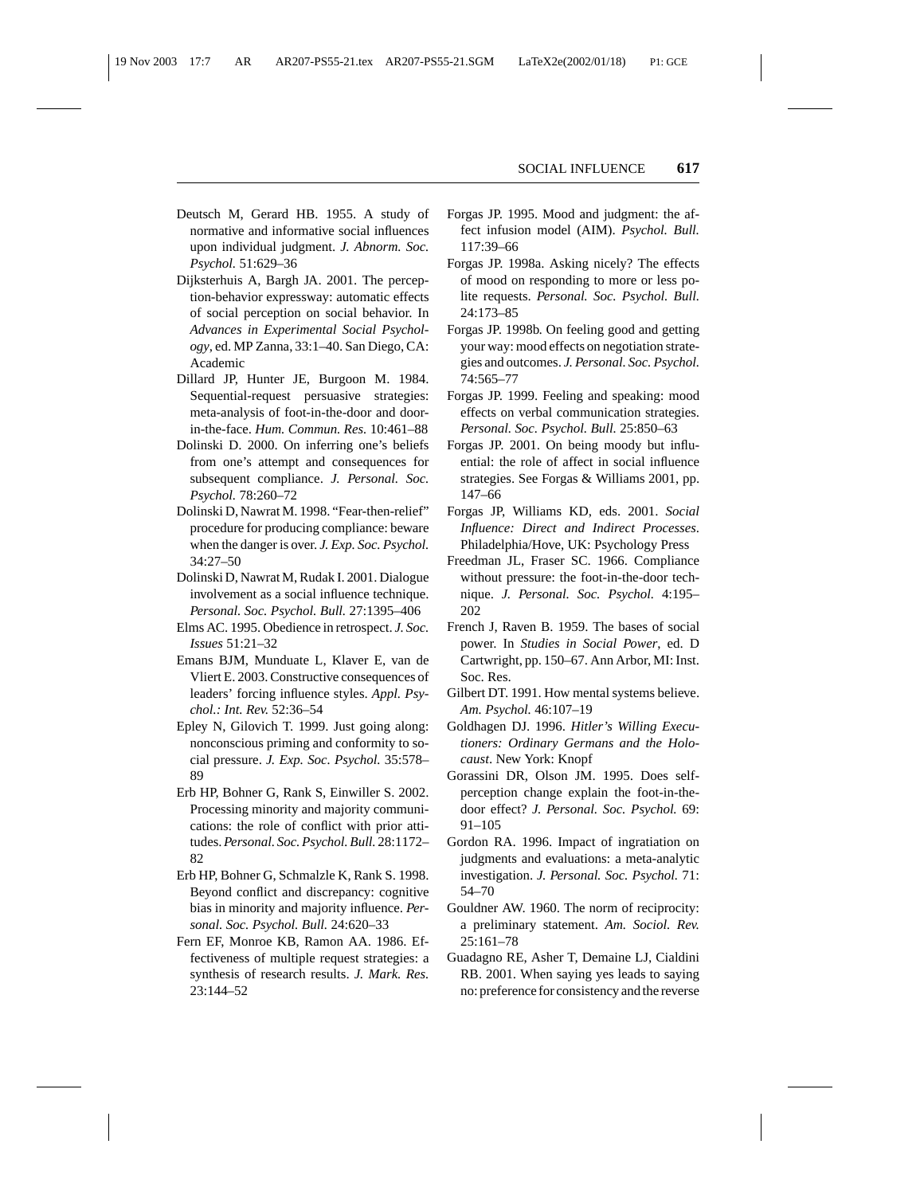Deutsch M, Gerard HB. 1955. A study of normative and informative social influences upon individual judgment. *J. Abnorm. Soc. Psychol.* 51:629–36

Dijksterhuis A, Bargh JA. 2001. The perception-behavior expressway: automatic effects of social perception on social behavior. In *Advances in Experimental Social Psychology*, ed. MP Zanna, 33:1–40. San Diego, CA: Academic

Dillard JP, Hunter JE, Burgoon M. 1984. Sequential-request persuasive strategies: meta-analysis of foot-in-the-door and door-in-the-face. *Hum. Commun. Res.* 10:461–88

Dolinski D. 2000. On inferring one's beliefs from one's attempt and consequences for subsequent compliance. *J. Personal. Soc. Psychol.* 78:260–72

Dolinski D, Nawrat M. 1998. "Fear-then-relief" procedure for producing compliance: beware when the danger is over. *J. Exp. Soc. Psychol.* 34:27–50

Dolinski D, Nawrat M, Rudak I. 2001. Dialogue involvement as a social influence technique. *Personal. Soc. Psychol. Bull.* 27:1395–406

Elms AC. 1995. Obedience in retrospect. *J. Soc. Issues* 51:21–32

Emans BJM, Munduate L, Klaver E, van de Vliert E. 2003. Constructive consequences of leaders' forcing influence styles. *Appl. Psychol.: Int. Rev.* 52:36–54

Epley N, Gilovich T. 1999. Just going along: nonconscious priming and conformity to social pressure. *J. Exp. Soc. Psychol.* 35:578–89

Erb HP, Bohner G, Rank S, Einwiller S. 2002. Processing minority and majority communications: the role of conflict with prior attitudes. *Personal. Soc. Psychol. Bull.* 28:1172–82

Erb HP, Bohner G, Schmalzle K, Rank S. 1998. Beyond conflict and discrepancy: cognitive bias in minority and majority influence. *Personal. Soc. Psychol. Bull.* 24:620–33

Fern EF, Monroe KB, Ramon AA. 1986. Effectiveness of multiple request strategies: a synthesis of research results. *J. Mark. Res.* 23:144–52

Forgas JP. 1995. Mood and judgment: the affect infusion model (AIM). *Psychol. Bull.* 117:39–66

Forgas JP. 1998a. Asking nicely? The effects of mood on responding to more or less polite requests. *Personal. Soc. Psychol. Bull.* 24:173–85

Forgas JP. 1998b. On feeling good and getting your way: mood effects on negotiation strategies and outcomes. *J. Personal. Soc. Psychol.* 74:565–77

Forgas JP. 1999. Feeling and speaking: mood effects on verbal communication strategies. *Personal. Soc. Psychol. Bull.* 25:850–63

Forgas JP. 2001. On being moody but influential: the role of affect in social influence strategies. See Forgas & Williams 2001, pp. 147–66

Forgas JP, Williams KD, eds. 2001. *Social Influence: Direct and Indirect Processes*. Philadelphia/Hove, UK: Psychology Press

Freedman JL, Fraser SC. 1966. Compliance without pressure: the foot-in-the-door technique. *J. Personal. Soc. Psychol.* 4:195–202

French J, Raven B. 1959. The bases of social power. In *Studies in Social Power*, ed. D Cartwright, pp. 150–67. Ann Arbor, MI: Inst. Soc. Res.

Gilbert DT. 1991. How mental systems believe. *Am. Psychol.* 46:107–19

Goldhagen DJ. 1996. *Hitler's Willing Executioners: Ordinary Germans and the Holocaust*. New York: Knopf

Gorassini DR, Olson JM. 1995. Does self-perception change explain the foot-in-the-door effect? *J. Personal. Soc. Psychol.* 69: 91–105

Gordon RA. 1996. Impact of ingratiation on judgments and evaluations: a meta-analytic investigation. *J. Personal. Soc. Psychol.* 71: 54–70

Gouldner AW. 1960. The norm of reciprocity: a preliminary statement. *Am. Sociol. Rev.* 25:161–78

Guadagno RE, Asher T, Demaine LJ, Cialdini RB. 2001. When saying yes leads to saying no: preference for consistency and the reverse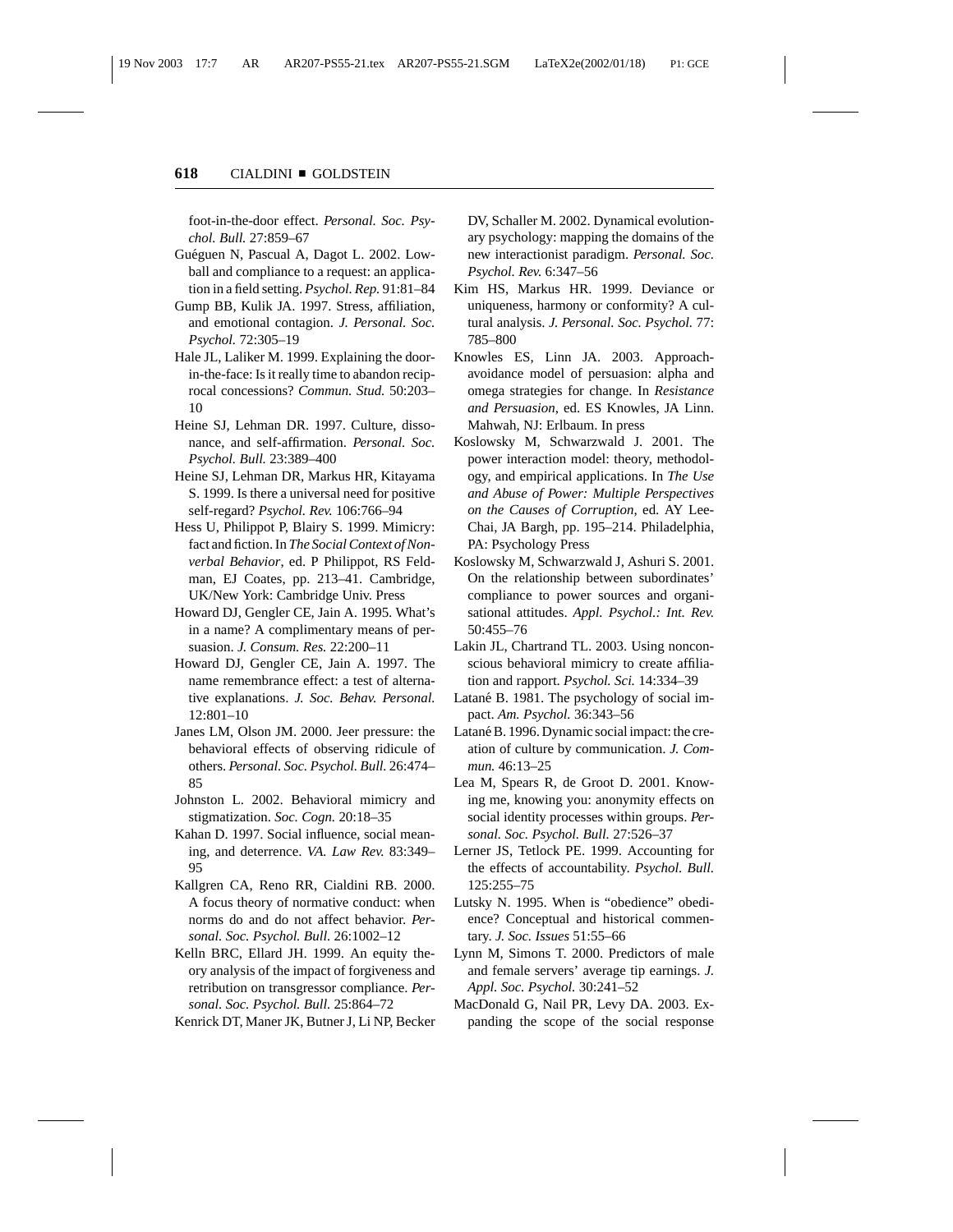foot-in-the-door effect. *Personal. Soc. Psychol. Bull.* 27:859–67

Guéguen N, Pascual A, Dagot L. 2002. Low-ball and compliance to a request: an application in a field setting. *Psychol. Rep.* 91:81–84

Gump BB, Kulik JA. 1997. Stress, affiliation, and emotional contagion. *J. Personal. Soc. Psychol.* 72:305–19

Hale JL, Laliker M. 1999. Explaining the door-in-the-face: Is it really time to abandon reciprocal concessions? *Commun. Stud.* 50:203–10

Heine SJ, Lehman DR. 1997. Culture, dissonance, and self-affirmation. *Personal. Soc. Psychol. Bull.* 23:389–400

Heine SJ, Lehman DR, Markus HR, Kitayama S. 1999. Is there a universal need for positive self-regard? *Psychol. Rev.* 106:766–94

Hess U, Philippot P, Blairy S. 1999. Mimicry: fact and fiction. In *The Social Context of Nonverbal Behavior*, ed. P Philippot, RS Feldman, EJ Coates, pp. 213–41. Cambridge, UK/New York: Cambridge Univ. Press

Howard DJ, Gengler CE, Jain A. 1995. What's in a name? A complimentary means of persuasion. *J. Consum. Res.* 22:200–11

Howard DJ, Gengler CE, Jain A. 1997. The name remembrance effect: a test of alternative explanations. *J. Soc. Behav. Personal.* 12:801–10

Janes LM, Olson JM. 2000. Jeer pressure: the behavioral effects of observing ridicule of others. *Personal. Soc. Psychol. Bull.* 26:474–85

Johnston L. 2002. Behavioral mimicry and stigmatization. *Soc. Cogn.* 20:18–35

Kahan D. 1997. Social influence, social meaning, and deterrence. *VA. Law Rev.* 83:349–95

Kallgren CA, Reno RR, Cialdini RB. 2000. A focus theory of normative conduct: when norms do and do not affect behavior. *Personal. Soc. Psychol. Bull.* 26:1002–12

Kelln BRC, Ellard JH. 1999. An equity theory analysis of the impact of forgiveness and retribution on transgressor compliance. *Personal. Soc. Psychol. Bull.* 25:864–72

Kenrick DT, Maner JK, Butner J, Li NP, Becker DV, Schaller M. 2002. Dynamical evolutionary psychology: mapping the domains of the new interactionist paradigm. *Personal. Soc. Psychol. Rev.* 6:347–56

Kim HS, Markus HR. 1999. Deviance or uniqueness, harmony or conformity? A cultural analysis. *J. Personal. Soc. Psychol.* 77: 785–800

Knowles ES, Linn JA. 2003. Approach-avoidance model of persuasion: alpha and omega strategies for change. In *Resistance and Persuasion*, ed. ES Knowles, JA Linn. Mahwah, NJ: Erlbaum. In press

Koslowsky M, Schwarzwald J. 2001. The power interaction model: theory, methodology, and empirical applications. In *The Use and Abuse of Power: Multiple Perspectives on the Causes of Corruption*, ed. AY Lee-Chai, JA Bargh, pp. 195–214. Philadelphia, PA: Psychology Press

Koslowsky M, Schwarzwald J, Ashuri S. 2001. On the relationship between subordinates' compliance to power sources and organisational attitudes. *Appl. Psychol.: Int. Rev.* 50:455–76

Lakin JL, Chartrand TL. 2003. Using nonconscious behavioral mimicry to create affiliation and rapport. *Psychol. Sci.* 14:334–39

Latané B. 1981. The psychology of social impact. *Am. Psychol.* 36:343–56

Latané B. 1996. Dynamic social impact: the creation of culture by communication. *J. Commun.* 46:13–25

Lea M, Spears R, de Groot D. 2001. Knowing me, knowing you: anonymity effects on social identity processes within groups. *Personal. Soc. Psychol. Bull.* 27:526–37

Lerner JS, Tetlock PE. 1999. Accounting for the effects of accountability. *Psychol. Bull.* 125:255–75

Lutsky N. 1995. When is "obedience" obedience? Conceptual and historical commentary. *J. Soc. Issues* 51:55–66

Lynn M, Simons T. 2000. Predictors of male and female servers' average tip earnings. *J. Appl. Soc. Psychol.* 30:241–52

MacDonald G, Nail PR, Levy DA. 2003. Expanding the scope of the social response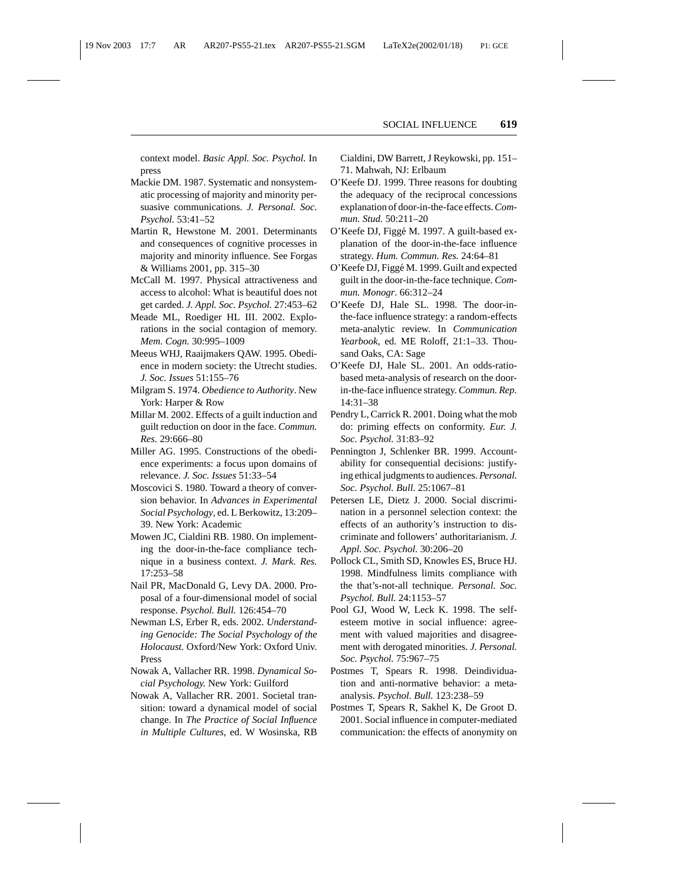context model. *Basic Appl. Soc. Psychol.* In press

Mackie DM. 1987. Systematic and nonsystematic processing of majority and minority persuasive communications. *J. Personal. Soc. Psychol.* 53:41–52

Martin R, Hewstone M. 2001. Determinants and consequences of cognitive processes in majority and minority influence. See Forgas & Williams 2001, pp. 315–30

McCall M. 1997. Physical attractiveness and access to alcohol: What is beautiful does not get carded. *J. Appl. Soc. Psychol.* 27:453–62

Meade ML, Roediger HL III. 2002. Explorations in the social contagion of memory. *Mem. Cogn.* 30:995–1009

Meeus WHJ, Raaijmakers QAW. 1995. Obedience in modern society: the Utrecht studies. *J. Soc. Issues* 51:155–76

Milgram S. 1974. *Obedience to Authority*. New York: Harper & Row

Millar M. 2002. Effects of a guilt induction and guilt reduction on door in the face. *Commun. Res.* 29:666–80

Miller AG. 1995. Constructions of the obedience experiments: a focus upon domains of relevance. *J. Soc. Issues* 51:33–54

Moscovici S. 1980. Toward a theory of conversion behavior. In *Advances in Experimental Social Psychology*, ed. L Berkowitz, 13:209–39. New York: Academic

Mowen JC, Cialdini RB. 1980. On implementing the door-in-the-face compliance technique in a business context. *J. Mark. Res.* 17:253–58

Nail PR, MacDonald G, Levy DA. 2000. Proposal of a four-dimensional model of social response. *Psychol. Bull.* 126:454–70

Newman LS, Erber R, eds. 2002. *Understanding Genocide: The Social Psychology of the Holocaust.* Oxford/New York: Oxford Univ. Press

Nowak A, Vallacher RR. 1998. *Dynamical Social Psychology.* New York: Guilford

Nowak A, Vallacher RR. 2001. Societal transition: toward a dynamical model of social change. In *The Practice of Social Influence in Multiple Cultures*, ed. W Wosinska, RB Cialdini, DW Barrett, J Reykowski, pp. 151–71. Mahwah, NJ: Erlbaum

O'Keefe DJ. 1999. Three reasons for doubting the adequacy of the reciprocal concessions explanation of door-in-the-face effects. *Commun. Stud.* 50:211–20

O'Keefe DJ, Figgé M. 1997. A guilt-based explanation of the door-in-the-face influence strategy. *Hum. Commun. Res.* 24:64–81

O'Keefe DJ, Figgé M. 1999. Guilt and expected guilt in the door-in-the-face technique. *Commun. Monogr*. 66:312–24

O'Keefe DJ, Hale SL. 1998. The door-in-the-face influence strategy: a random-effects meta-analytic review. In *Communication Yearbook*, ed. ME Roloff, 21:1–33. Thousand Oaks, CA: Sage

O'Keefe DJ, Hale SL. 2001. An odds-ratio-based meta-analysis of research on the door-in-the-face influence strategy. *Commun. Rep.* 14:31–38

Pendry L, Carrick R. 2001. Doing what the mob do: priming effects on conformity. *Eur. J. Soc. Psychol.* 31:83–92

Pennington J, Schlenker BR. 1999. Accountability for consequential decisions: justifying ethical judgments to audiences. *Personal. Soc. Psychol. Bull.* 25:1067–81

Petersen LE, Dietz J. 2000. Social discrimination in a personnel selection context: the effects of an authority's instruction to discriminate and followers' authoritarianism. *J. Appl. Soc. Psychol.* 30:206–20

Pollock CL, Smith SD, Knowles ES, Bruce HJ. 1998. Mindfulness limits compliance with the that's-not-all technique. *Personal. Soc. Psychol. Bull.* 24:1153–57

Pool GJ, Wood W, Leck K. 1998. The self-esteem motive in social influence: agreement with valued majorities and disagreement with derogated minorities. *J. Personal. Soc. Psychol.* 75:967–75

Postmes T, Spears R. 1998. Deindividuation and anti-normative behavior: a meta-analysis. *Psychol. Bull.* 123:238–59

Postmes T, Spears R, Sakhel K, De Groot D. 2001. Social influence in computer-mediated communication: the effects of anonymity on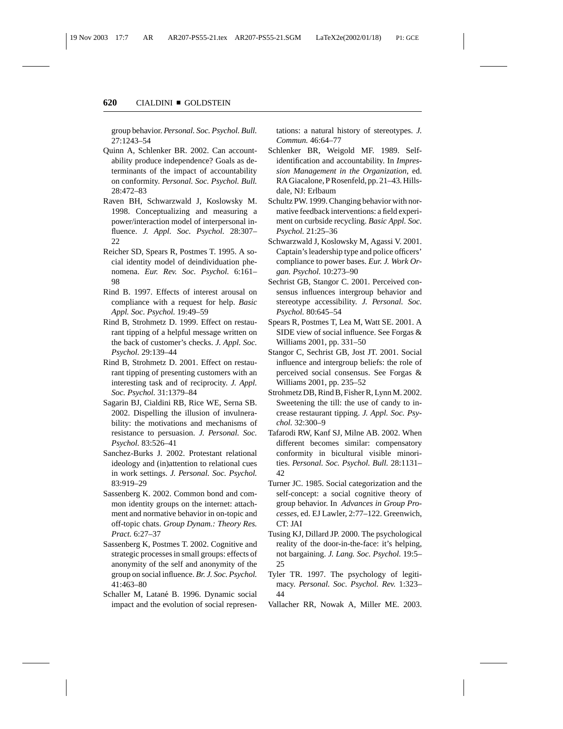group behavior. *Personal. Soc. Psychol. Bull.* 27:1243–54

Quinn A, Schlenker BR. 2002. Can accountability produce independence? Goals as determinants of the impact of accountability on conformity. *Personal. Soc. Psychol. Bull.* 28:472–83

Raven BH, Schwarzwald J, Koslowsky M. 1998. Conceptualizing and measuring a power/interaction model of interpersonal influence. *J. Appl. Soc. Psychol.* 28:307–22

Reicher SD, Spears R, Postmes T. 1995. A social identity model of deindividuation phenomena. *Eur. Rev. Soc. Psychol.* 6:161–98

Rind B. 1997. Effects of interest arousal on compliance with a request for help. *Basic Appl. Soc. Psychol.* 19:49–59

Rind B, Strohmetz D. 1999. Effect on restaurant tipping of a helpful message written on the back of customer's checks. *J. Appl. Soc. Psychol.* 29:139–44

Rind B, Strohmetz D. 2001. Effect on restaurant tipping of presenting customers with an interesting task and of reciprocity. *J. Appl. Soc. Psychol.* 31:1379–84

Sagarin BJ, Cialdini RB, Rice WE, Serna SB. 2002. Dispelling the illusion of invulnerability: the motivations and mechanisms of resistance to persuasion. *J. Personal. Soc. Psychol.* 83:526–41

Sanchez-Burks J. 2002. Protestant relational ideology and (in)attention to relational cues in work settings. *J. Personal. Soc. Psychol.* 83:919–29

Sassenberg K. 2002. Common bond and common identity groups on the internet: attachment and normative behavior in on-topic and off-topic chats. *Group Dynam.: Theory Res. Pract.* 6:27–37

Sassenberg K, Postmes T. 2002. Cognitive and strategic processes in small groups: effects of anonymity of the self and anonymity of the group on social influence. *Br. J. Soc. Psychol.* 41:463–80

Schaller M, Latané B. 1996. Dynamic social impact and the evolution of social representations: a natural history of stereotypes. *J. Commun.* 46:64–77

Schlenker BR, Weigold MF. 1989. Self-identification and accountability. In *Impression Management in the Organization*, ed. RA Giacalone, P Rosenfeld, pp. 21–43. Hillsdale, NJ: Erlbaum

Schultz PW. 1999. Changing behavior with normative feedback interventions: a field experiment on curbside recycling. *Basic Appl. Soc. Psychol.* 21:25–36

Schwarzwald J, Koslowsky M, Agassi V. 2001. Captain's leadership type and police officers' compliance to power bases. *Eur. J. Work Organ. Psychol.* 10:273–90

Sechrist GB, Stangor C. 2001. Perceived consensus influences intergroup behavior and stereotype accessibility. *J. Personal. Soc. Psychol.* 80:645–54

Spears R, Postmes T, Lea M, Watt SE. 2001. A SIDE view of social influence. See Forgas & Williams 2001, pp. 331–50

Stangor C, Sechrist GB, Jost JT. 2001. Social influence and intergroup beliefs: the role of perceived social consensus. See Forgas & Williams 2001, pp. 235–52

Strohmetz DB, Rind B, Fisher R, Lynn M. 2002. Sweetening the till: the use of candy to increase restaurant tipping. *J. Appl. Soc. Psychol.* 32:300–9

Tafarodi RW, Kanf SJ, Milne AB. 2002. When different becomes similar: compensatory conformity in bicultural visible minorities. *Personal. Soc. Psychol. Bull.* 28:1131–42

Turner JC. 1985. Social categorization and the self-concept: a social cognitive theory of group behavior. In *Advances in Group Processes*, ed. EJ Lawler, 2:77–122. Greenwich, CT: JAI

Tusing KJ, Dillard JP. 2000. The psychological reality of the door-in-the-face: it's helping, not bargaining. *J. Lang. Soc. Psychol.* 19:5–25

Tyler TR. 1997. The psychology of legitimacy. *Personal. Soc. Psychol. Rev.* 1:323–44

Vallacher RR, Nowak A, Miller ME. 2003.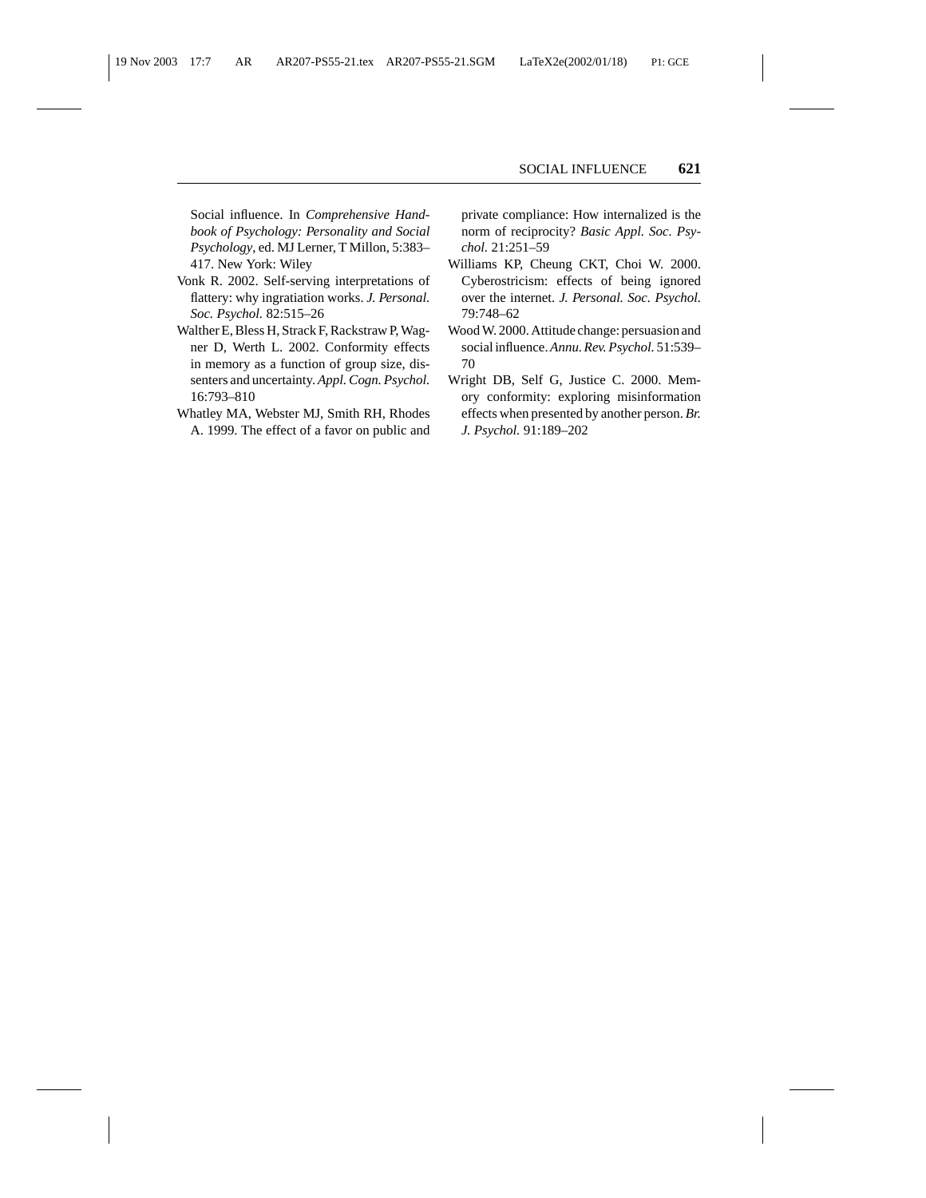Social influence. In *Comprehensive Handbook of Psychology: Personality and Social Psychology*, ed. MJ Lerner, T Millon, 5:383–417. New York: Wiley

Vonk R. 2002. Self-serving interpretations of flattery: why ingratiation works. *J. Personal. Soc. Psychol.* 82:515–26

Walther E, Bless H, Strack F, Rackstraw P, Wagner D, Werth L. 2002. Conformity effects in memory as a function of group size, dissenters and uncertainty. *Appl. Cogn. Psychol.* 16:793–810

Whatley MA, Webster MJ, Smith RH, Rhodes A. 1999. The effect of a favor on public and private compliance: How internalized is the norm of reciprocity? *Basic Appl. Soc. Psychol.* 21:251–59

Williams KP, Cheung CKT, Choi W. 2000. Cyberostricism: effects of being ignored over the internet. *J. Personal. Soc. Psychol.* 79:748–62

Wood W. 2000. Attitude change: persuasion and social influence. *Annu. Rev. Psychol.* 51:539–70

Wright DB, Self G, Justice C. 2000. Memory conformity: exploring misinformation effects when presented by another person. *Br. J. Psychol.* 91:189–202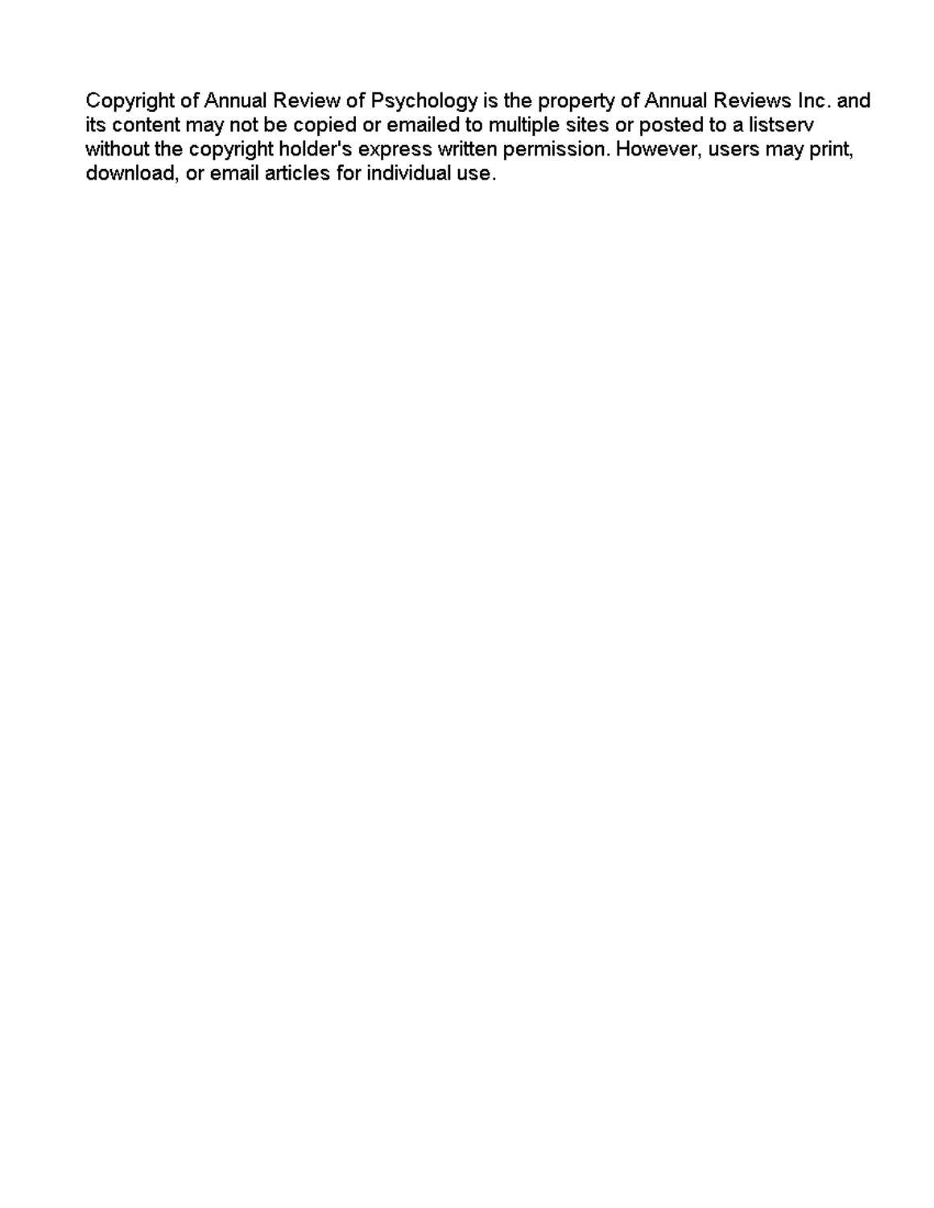Copyright of Annual Review of Psychology is the property of Annual Reviews Inc. and its content may not be copied or emailed to multiple sites or posted to a listserv without the copyright holder's express written permission. However, users may print, download, or email articles for individual use.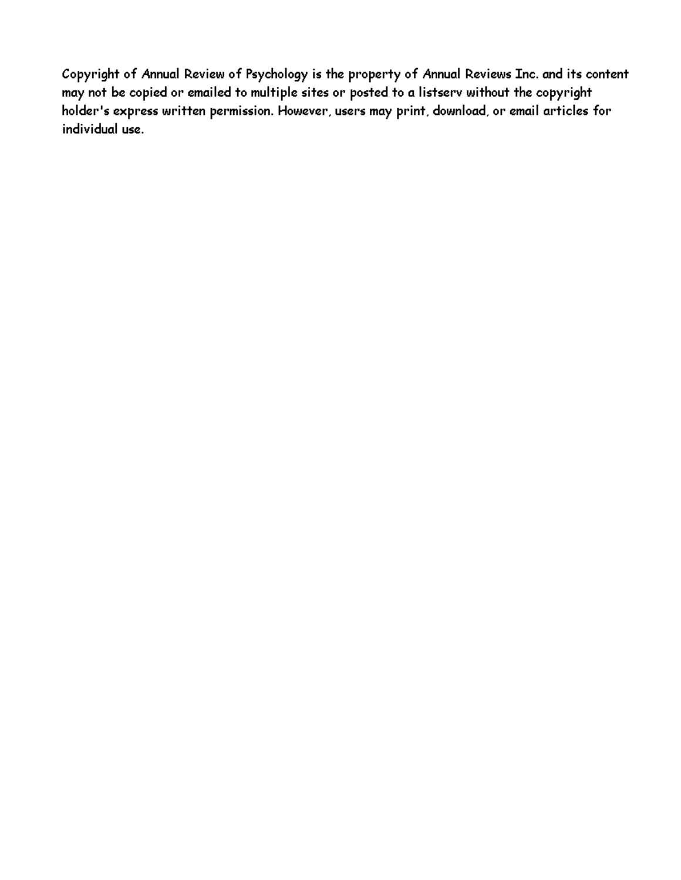Copyright of Annual Review of Psychology is the property of Annual Reviews Inc. and its content may not be copied or emailed to multiple sites or posted to a listserv without the copyright holder's express written permission. However, users may print, download, or email articles for individual use.